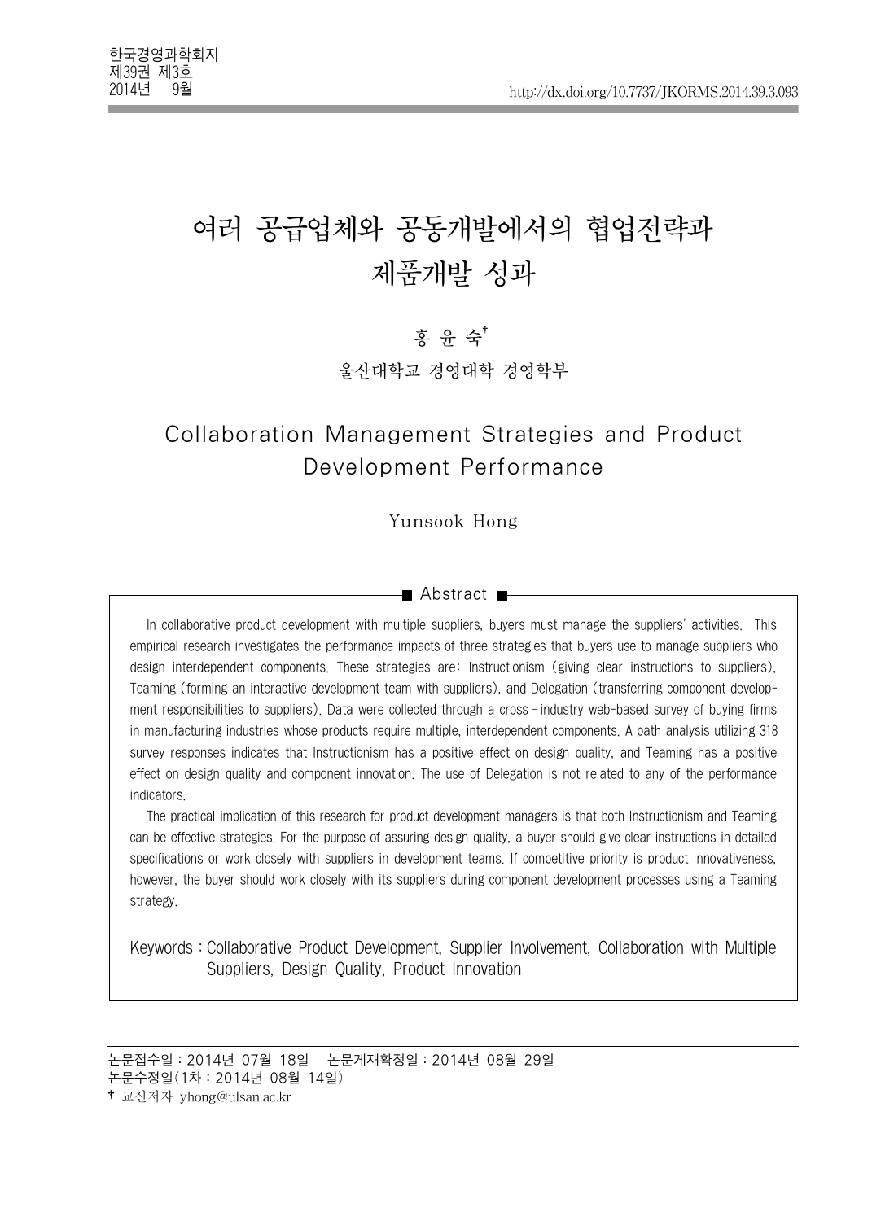# 여러 공급업체와 공동개발에서의 협업전략과 제품개발 성과

홍 윤 숙[†]

울산대학교 경영대학 경영학부

# Collaboration Management Strategies and Product Development Performance

Yunsook Hong

## Abstract

In collaborative product development with multiple suppliers, buyers must manage the suppliers' activities. This empirical research investigates the performance impacts of three strategies that buyers use to manage suppliers who design interdependent components. These strategies are: Instructionism (giving clear instructions to suppliers), Teaming (forming an interactive development team with suppliers), and Delegation (transferring component development responsibilities to suppliers). Data were collected through a cross-industry web-based survey of buying firms in manufacturing industries whose products require multiple, interdependent components. A path analysis utilizing 318 survey responses indicates that Instructionism has a positive effect on design quality, and Teaming has a positive effect on design quality and component innovation. The use of Delegation is not related to any of the performance indicators.

The practical implication of this research for product development managers is that both Instructionism and Teaming can be effective strategies. For the purpose of assuring design quality, a buyer should give clear instructions in detailed specifications or work closely with suppliers in development teams. If competitive priority is product innovativeness, however, the buyer should work closely with its suppliers during component development processes using a Teaming strategy.

Keywords : Collaborative Product Development, Supplier Involvement, Collaboration with Multiple Suppliers, Design Quality, Product Innovation

---

논문접수일 : 2014년 07월 18일 논문게재확정일 : 2014년 08월 29일
논문수정일(1차 : 2014년 08월 14일)
† 교신저자 yhong@ulsan.ac.kr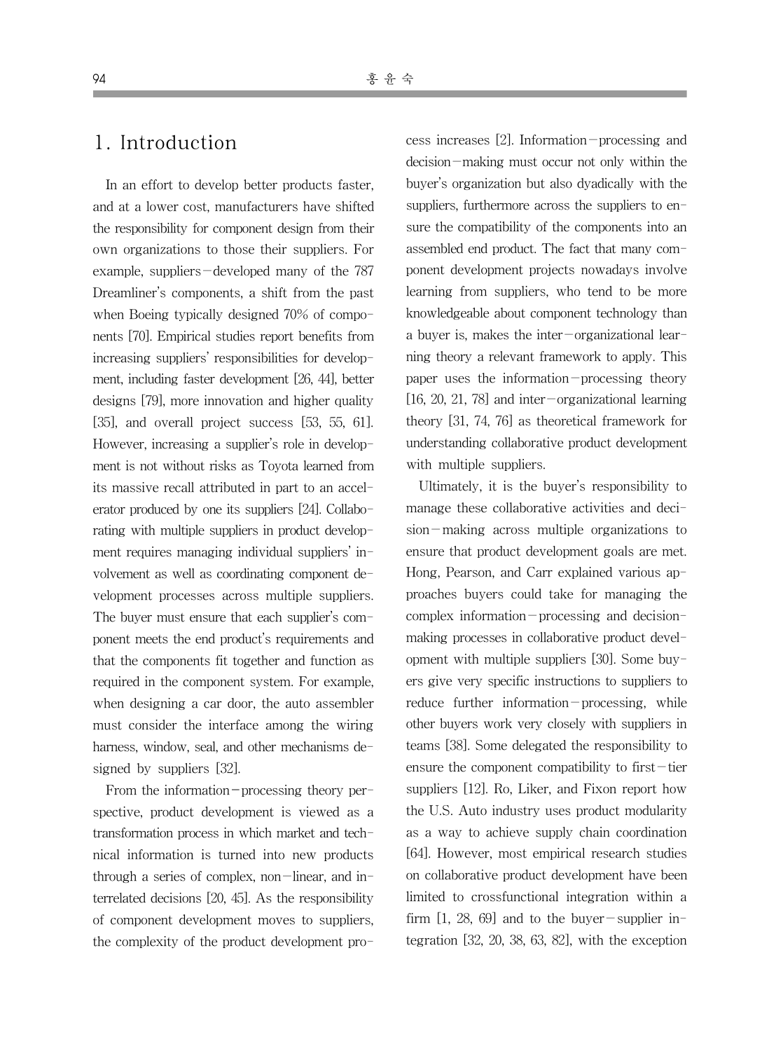## 1. Introduction

In an effort to develop better products faster, and at a lower cost, manufacturers have shifted the responsibility for component design from their own organizations to those their suppliers. For example, suppliers-developed many of the 787 Dreamliner's components, a shift from the past when Boeing typically designed 70% of components [70]. Empirical studies report benefits from increasing suppliers' responsibilities for development, including faster development [26, 44], better designs [79], more innovation and higher quality [35], and overall project success [53, 55, 61]. However, increasing a supplier's role in development is not without risks as Toyota learned from its massive recall attributed in part to an accelerator produced by one its suppliers [24]. Collaborating with multiple suppliers in product development requires managing individual suppliers' involvement as well as coordinating component development processes across multiple suppliers. The buyer must ensure that each supplier's component meets the end product's requirements and that the components fit together and function as required in the component system. For example, when designing a car door, the auto assembler must consider the interface among the wiring harness, window, seal, and other mechanisms designed by suppliers [32].

From the information-processing theory perspective, product development is viewed as a transformation process in which market and technical information is turned into new products through a series of complex, non-linear, and interrelated decisions [20, 45]. As the responsibility of component development moves to suppliers, the complexity of the product development process increases [2]. Information-processing and decision-making must occur not only within the buyer's organization but also dyadically with the suppliers, furthermore across the suppliers to ensure the compatibility of the components into an assembled end product. The fact that many component development projects nowadays involve learning from suppliers, who tend to be more knowledgeable about component technology than a buyer is, makes the inter-organizational learning theory a relevant framework to apply. This paper uses the information-processing theory [16, 20, 21, 78] and inter-organizational learning theory [31, 74, 76] as theoretical framework for understanding collaborative product development with multiple suppliers.

Ultimately, it is the buyer's responsibility to manage these collaborative activities and decision-making across multiple organizations to ensure that product development goals are met. Hong, Pearson, and Carr explained various approaches buyers could take for managing the complex information-processing and decision-making processes in collaborative product development with multiple suppliers [30]. Some buyers give very specific instructions to suppliers to reduce further information-processing, while other buyers work very closely with suppliers in teams [38]. Some delegated the responsibility to ensure the component compatibility to first-tier suppliers [12]. Ro, Liker, and Fixon report how the U.S. Auto industry uses product modularity as a way to achieve supply chain coordination [64]. However, most empirical research studies on collaborative product development have been limited to crossfunctional integration within a firm [1, 28, 69] and to the buyer-supplier integration [32, 20, 38, 63, 82], with the exception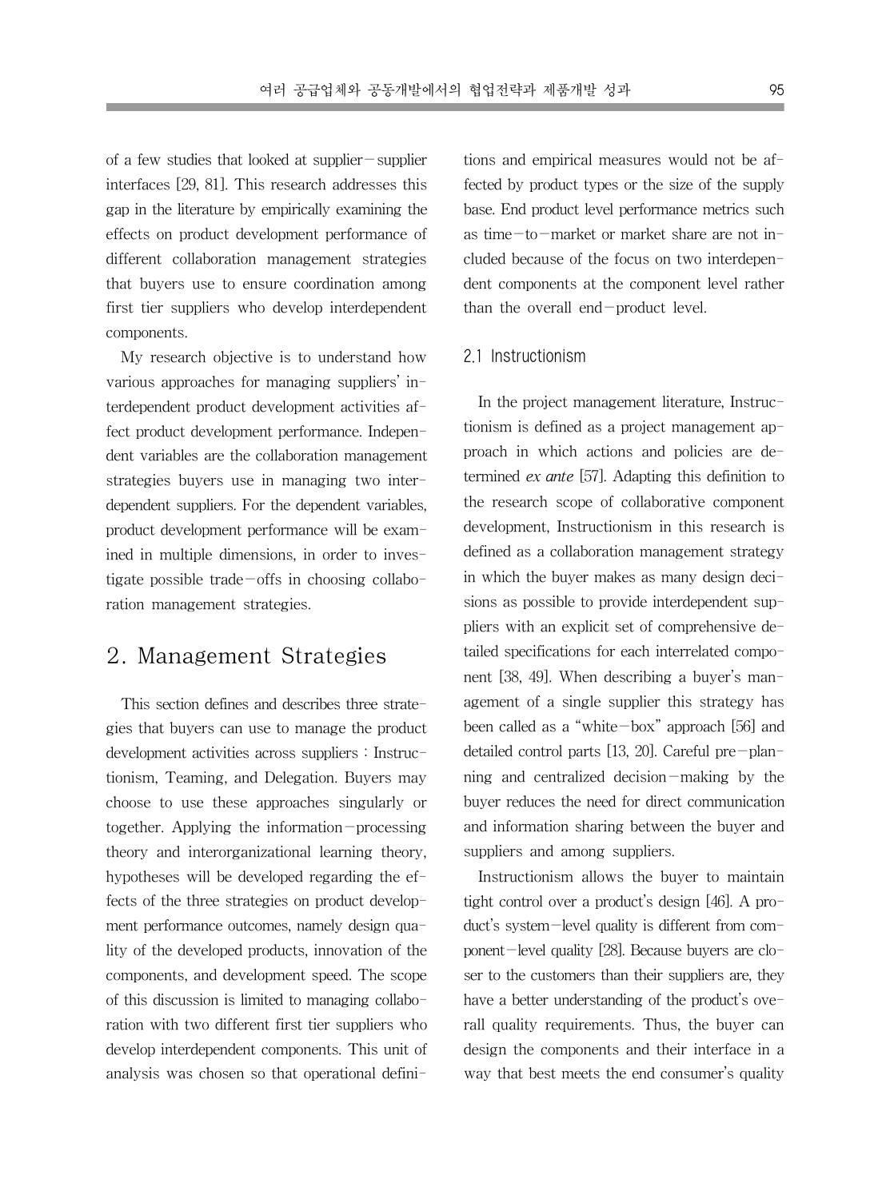of a few studies that looked at supplier-supplier interfaces [29, 81]. This research addresses this gap in the literature by empirically examining the effects on product development performance of different collaboration management strategies that buyers use to ensure coordination among first tier suppliers who develop interdependent components.

My research objective is to understand how various approaches for managing suppliers' interdependent product development activities affect product development performance. Independent variables are the collaboration management strategies buyers use in managing two interdependent suppliers. For the dependent variables, product development performance will be examined in multiple dimensions, in order to investigate possible trade-offs in choosing collaboration management strategies.

## 2. Management Strategies

This section defines and describes three strategies that buyers can use to manage the product development activities across suppliers : Instructionism, Teaming, and Delegation. Buyers may choose to use these approaches singularly or together. Applying the information-processing theory and interorganizational learning theory, hypotheses will be developed regarding the effects of the three strategies on product development performance outcomes, namely design quality of the developed products, innovation of the components, and development speed. The scope of this discussion is limited to managing collaboration with two different first tier suppliers who develop interdependent components. This unit of analysis was chosen so that operational definitions and empirical measures would not be affected by product types or the size of the supply base. End product level performance metrics such as time-to-market or market share are not included because of the focus on two interdependent components at the component level rather than the overall end-product level.

### 2.1 Instructionism

In the project management literature, Instructionism is defined as a project management approach in which actions and policies are determined *ex ante* [57]. Adapting this definition to the research scope of collaborative component development, Instructionism in this research is defined as a collaboration management strategy in which the buyer makes as many design decisions as possible to provide interdependent suppliers with an explicit set of comprehensive detailed specifications for each interrelated component [38, 49]. When describing a buyer's management of a single supplier this strategy has been called as a "white-box" approach [56] and detailed control parts [13, 20]. Careful pre-planning and centralized decision-making by the buyer reduces the need for direct communication and information sharing between the buyer and suppliers and among suppliers.

Instructionism allows the buyer to maintain tight control over a product's design [46]. A product's system-level quality is different from component-level quality [28]. Because buyers are closer to the customers than their suppliers are, they have a better understanding of the product's overall quality requirements. Thus, the buyer can design the components and their interface in a way that best meets the end consumer's quality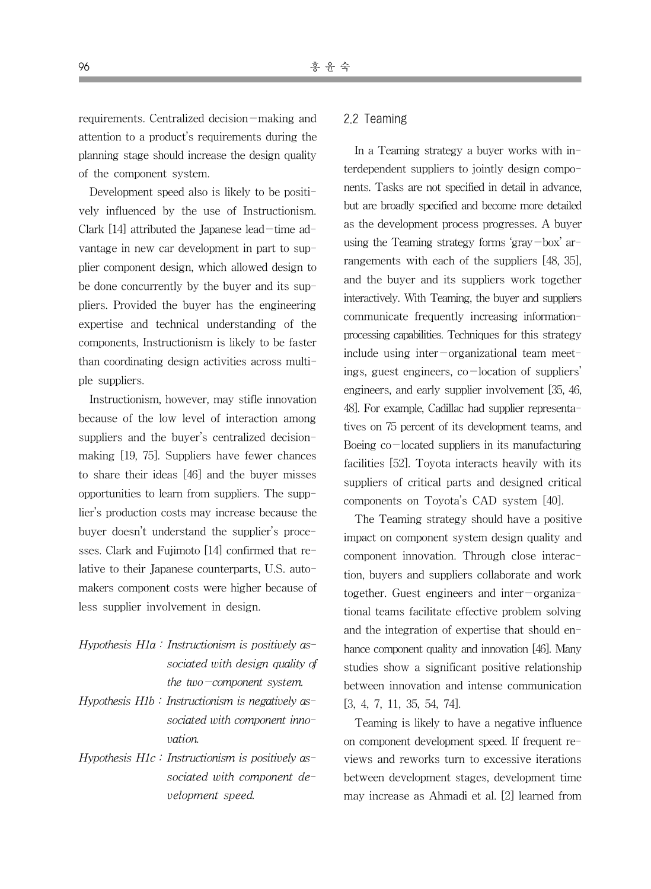requirements. Centralized decision-making and attention to a product's requirements during the planning stage should increase the design quality of the component system.

Development speed also is likely to be positively influenced by the use of Instructionism. Clark [14] attributed the Japanese lead-time advantage in new car development in part to supplier component design, which allowed design to be done concurrently by the buyer and its suppliers. Provided the buyer has the engineering expertise and technical understanding of the components, Instructionism is likely to be faster than coordinating design activities across multiple suppliers.

Instructionism, however, may stifle innovation because of the low level of interaction among suppliers and the buyer's centralized decision-making [19, 75]. Suppliers have fewer chances to share their ideas [46] and the buyer misses opportunities to learn from suppliers. The supplier's production costs may increase because the buyer doesn't understand the supplier's processes. Clark and Fujimoto [14] confirmed that relative to their Japanese counterparts, U.S. automakers component costs were higher because of less supplier involvement in design.

*Hypothesis H1a : Instructionism is positively associated with design quality of the two-component system.*

*Hypothesis H1b : Instructionism is negatively associated with component innovation.*

*Hypothesis H1c : Instructionism is positively associated with component development speed.*

## 2.2 Teaming

In a Teaming strategy a buyer works with interdependent suppliers to jointly design components. Tasks are not specified in detail in advance, but are broadly specified and become more detailed as the development process progresses. A buyer using the Teaming strategy forms 'gray-box' arrangements with each of the suppliers [48, 35], and the buyer and its suppliers work together interactively. With Teaming, the buyer and suppliers communicate frequently increasing information-processing capabilities. Techniques for this strategy include using inter-organizational team meetings, guest engineers, co-location of suppliers' engineers, and early supplier involvement [35, 46, 48]. For example, Cadillac had supplier representatives on 75 percent of its development teams, and Boeing co-located suppliers in its manufacturing facilities [52]. Toyota interacts heavily with its suppliers of critical parts and designed critical components on Toyota's CAD system [40].

The Teaming strategy should have a positive impact on component system design quality and component innovation. Through close interaction, buyers and suppliers collaborate and work together. Guest engineers and inter-organizational teams facilitate effective problem solving and the integration of expertise that should enhance component quality and innovation [46]. Many studies show a significant positive relationship between innovation and intense communication [3, 4, 7, 11, 35, 54, 74].

Teaming is likely to have a negative influence on component development speed. If frequent reviews and reworks turn to excessive iterations between development stages, development time may increase as Ahmadi et al. [2] learned from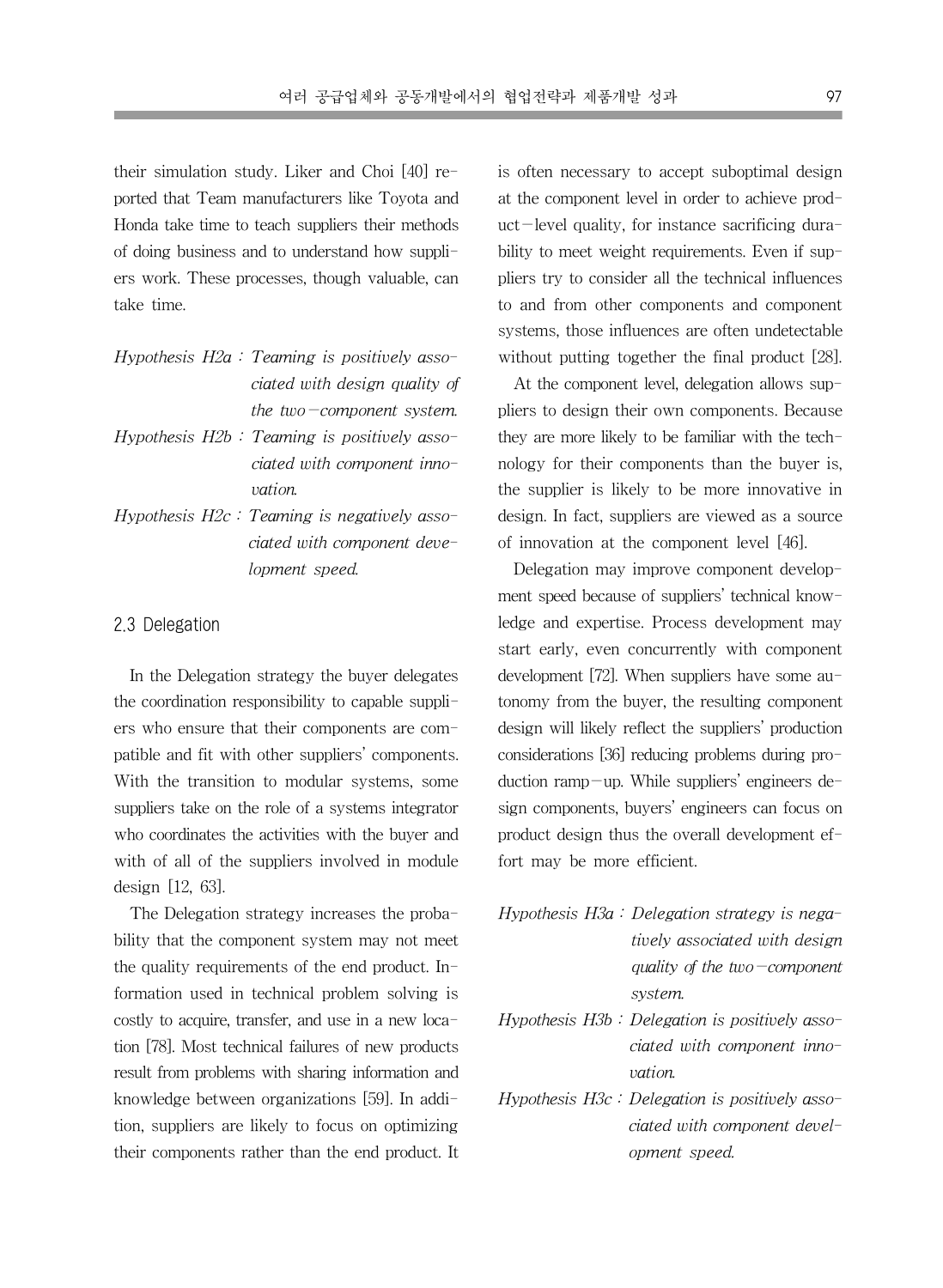their simulation study. Liker and Choi [40] reported that Team manufacturers like Toyota and Honda take time to teach suppliers their methods of doing business and to understand how suppliers work. These processes, though valuable, can take time.

*Hypothesis H2a : Teaming is positively associated with design quality of the two-component system.*

*Hypothesis H2b : Teaming is positively associated with component innovation.*

*Hypothesis H2c : Teaming is negatively associated with component development speed.*

### 2.3 Delegation

In the Delegation strategy the buyer delegates the coordination responsibility to capable suppliers who ensure that their components are compatible and fit with other suppliers' components. With the transition to modular systems, some suppliers take on the role of a systems integrator who coordinates the activities with the buyer and with of all of the suppliers involved in module design [12, 63].

The Delegation strategy increases the probability that the component system may not meet the quality requirements of the end product. Information used in technical problem solving is costly to acquire, transfer, and use in a new location [78]. Most technical failures of new products result from problems with sharing information and knowledge between organizations [59]. In addition, suppliers are likely to focus on optimizing their components rather than the end product. It is often necessary to accept suboptimal design at the component level in order to achieve product-level quality, for instance sacrificing durability to meet weight requirements. Even if suppliers try to consider all the technical influences to and from other components and component systems, those influences are often undetectable without putting together the final product [28].

At the component level, delegation allows suppliers to design their own components. Because they are more likely to be familiar with the technology for their components than the buyer is, the supplier is likely to be more innovative in design. In fact, suppliers are viewed as a source of innovation at the component level [46].

Delegation may improve component development speed because of suppliers' technical knowledge and expertise. Process development may start early, even concurrently with component development [72]. When suppliers have some autonomy from the buyer, the resulting component design will likely reflect the suppliers' production considerations [36] reducing problems during production ramp-up. While suppliers' engineers design components, buyers' engineers can focus on product design thus the overall development effort may be more efficient.

*Hypothesis H3a : Delegation strategy is negatively associated with design quality of the two-component system.*

*Hypothesis H3b : Delegation is positively associated with component innovation.*

*Hypothesis H3c : Delegation is positively associated with component development speed.*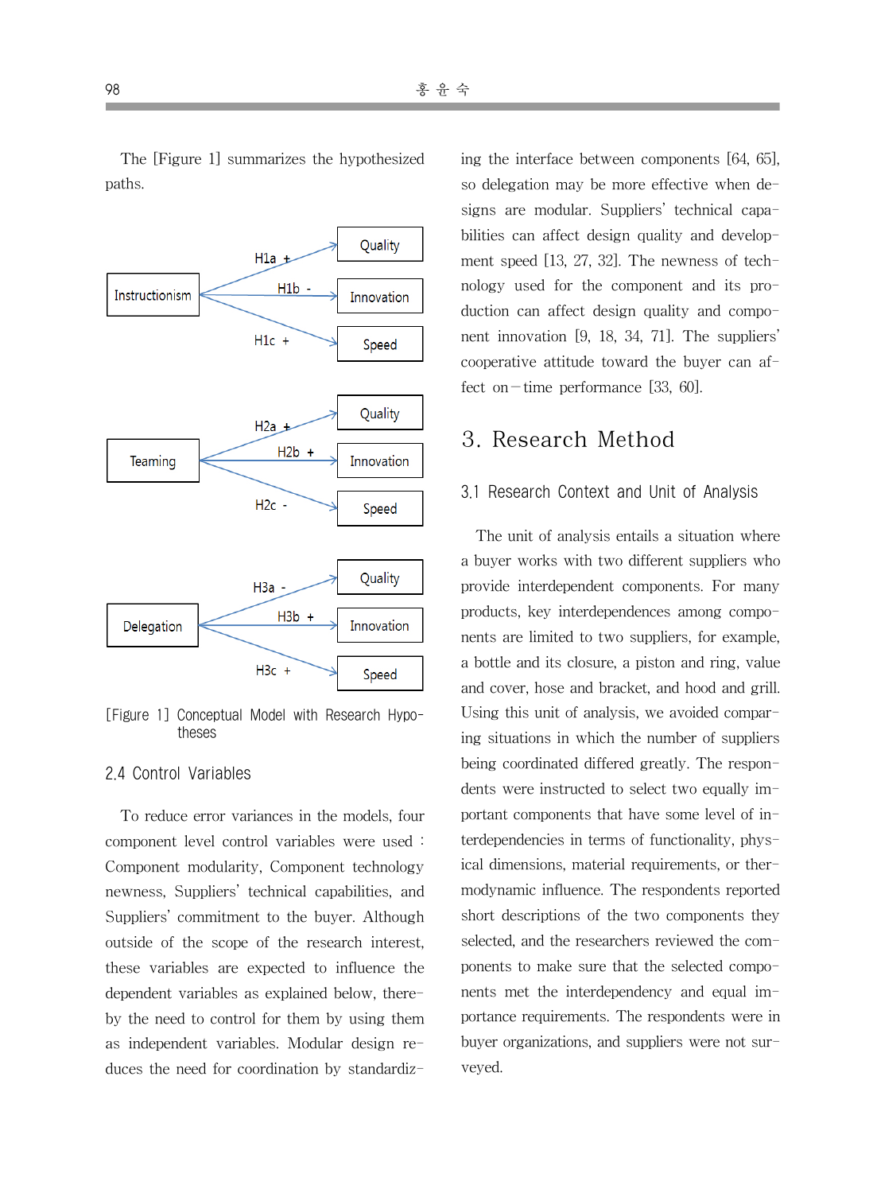The [Figure 1] summarizes the hypothesized paths.

[Figure 1] Conceptual Model with Research Hypotheses

## 2.4 Control Variables

To reduce error variances in the models, four component level control variables were used : Component modularity, Component technology newness, Suppliers' technical capabilities, and Suppliers' commitment to the buyer. Although outside of the scope of the research interest, these variables are expected to influence the dependent variables as explained below, thereby the need to control for them by using them as independent variables. Modular design reduces the need for coordination by standardizing the interface between components [64, 65], so delegation may be more effective when designs are modular. Suppliers' technical capabilities can affect design quality and development speed [13, 27, 32]. The newness of technology used for the component and its production can affect design quality and component innovation [9, 18, 34, 71]. The suppliers' cooperative attitude toward the buyer can affect on-time performance [33, 60].

# 3. Research Method

## 3.1 Research Context and Unit of Analysis

The unit of analysis entails a situation where a buyer works with two different suppliers who provide interdependent components. For many products, key interdependences among components are limited to two suppliers, for example, a bottle and its closure, a piston and ring, value and cover, hose and bracket, and hood and grill. Using this unit of analysis, we avoided comparing situations in which the number of suppliers being coordinated differed greatly. The respondents were instructed to select two equally important components that have some level of interdependencies in terms of functionality, physical dimensions, material requirements, or thermodynamic influence. The respondents reported short descriptions of the two components they selected, and the researchers reviewed the components to make sure that the selected components met the interdependency and equal importance requirements. The respondents were in buyer organizations, and suppliers were not surveyed.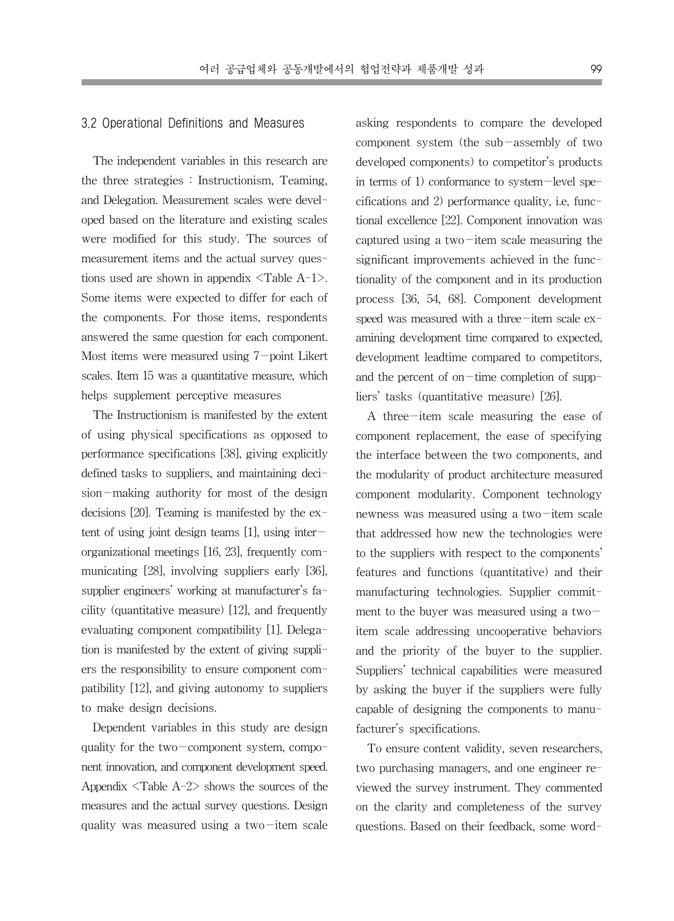### 3.2 Operational Definitions and Measures

The independent variables in this research are the three strategies : Instructionism, Teaming, and Delegation. Measurement scales were developed based on the literature and existing scales were modified for this study. The sources of measurement items and the actual survey questions used are shown in appendix <Table A-1>. Some items were expected to differ for each of the components. For those items, respondents answered the same question for each component. Most items were measured using 7-point Likert scales. Item 15 was a quantitative measure, which helps supplement perceptive measures

The Instructionism is manifested by the extent of using physical specifications as opposed to performance specifications [38], giving explicitly defined tasks to suppliers, and maintaining decision-making authority for most of the design decisions [20]. Teaming is manifested by the extent of using joint design teams [1], using inter-organizational meetings [16, 23], frequently communicating [28], involving suppliers early [36], supplier engineers' working at manufacturer's facility (quantitative measure) [12], and frequently evaluating component compatibility [1]. Delegation is manifested by the extent of giving suppliers the responsibility to ensure component compatibility [12], and giving autonomy to suppliers to make design decisions.

Dependent variables in this study are design quality for the two-component system, component innovation, and component development speed. Appendix <Table A-2> shows the sources of the measures and the actual survey questions. Design quality was measured using a two-item scale asking respondents to compare the developed component system (the sub-assembly of two developed components) to competitor's products in terms of 1) conformance to system-level specifications and 2) performance quality, i.e, functional excellence [22]. Component innovation was captured using a two-item scale measuring the significant improvements achieved in the functionality of the component and in its production process [36, 54, 68]. Component development speed was measured with a three-item scale examining development time compared to expected, development leadtime compared to competitors, and the percent of on-time completion of suppliers' tasks (quantitative measure) [26].

A three-item scale measuring the ease of component replacement, the ease of specifying the interface between the two components, and the modularity of product architecture measured component modularity. Component technology newness was measured using a two-item scale that addressed how new the technologies were to the suppliers with respect to the components' features and functions (quantitative) and their manufacturing technologies. Supplier commitment to the buyer was measured using a two-item scale addressing uncooperative behaviors and the priority of the buyer to the supplier. Suppliers' technical capabilities were measured by asking the buyer if the suppliers were fully capable of designing the components to manufacturer's specifications.

To ensure content validity, seven researchers, two purchasing managers, and one engineer reviewed the survey instrument. They commented on the clarity and completeness of the survey questions. Based on their feedback, some word-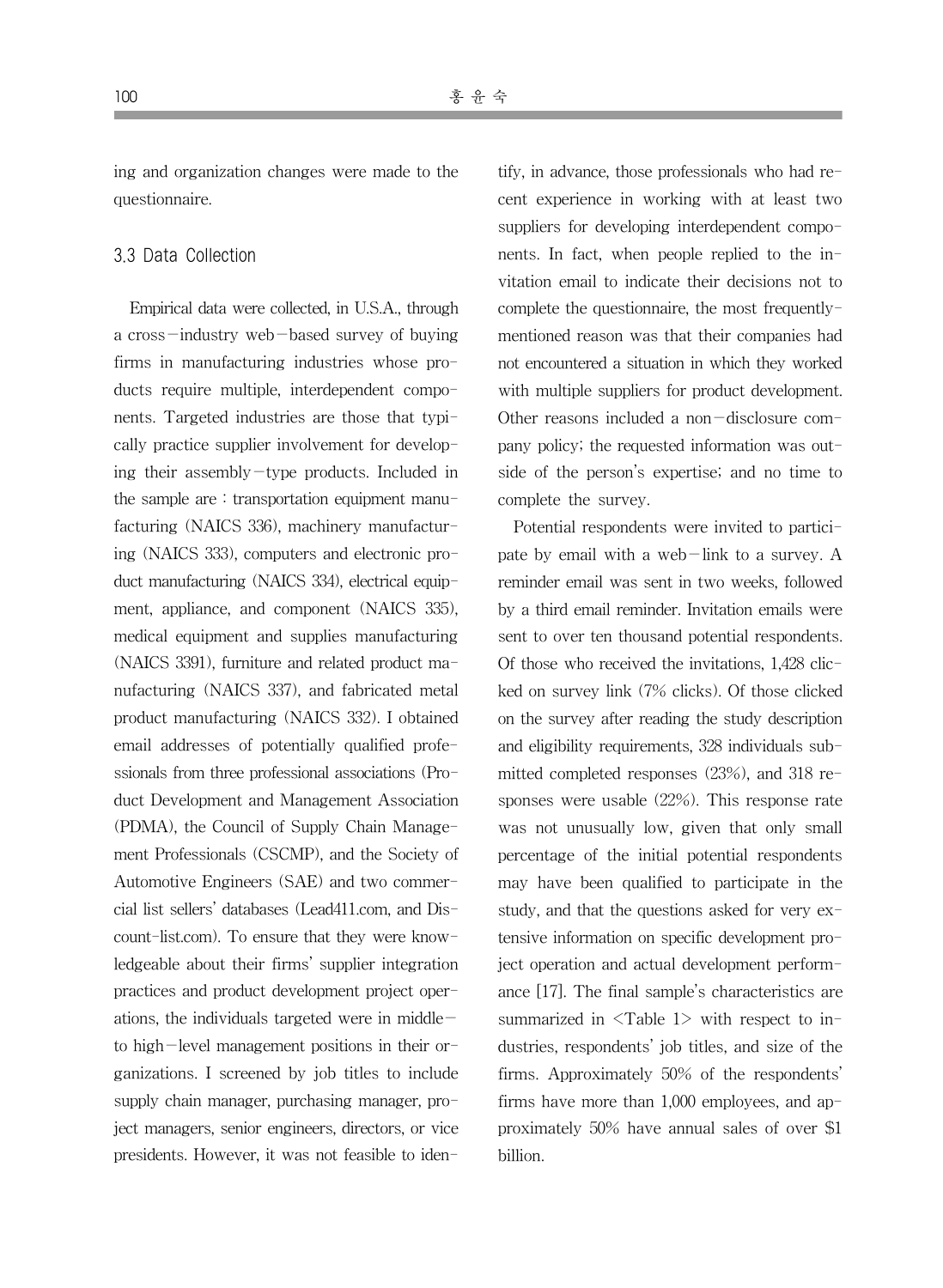ing and organization changes were made to the questionnaire.

### 3.3 Data Collection

Empirical data were collected, in U.S.A., through a cross-industry web-based survey of buying firms in manufacturing industries whose products require multiple, interdependent components. Targeted industries are those that typically practice supplier involvement for developing their assembly-type products. Included in the sample are : transportation equipment manufacturing (NAICS 336), machinery manufacturing (NAICS 333), computers and electronic product manufacturing (NAICS 334), electrical equipment, appliance, and component (NAICS 335), medical equipment and supplies manufacturing (NAICS 3391), furniture and related product manufacturing (NAICS 337), and fabricated metal product manufacturing (NAICS 332). I obtained email addresses of potentially qualified professionals from three professional associations (Product Development and Management Association (PDMA), the Council of Supply Chain Management Professionals (CSCMP), and the Society of Automotive Engineers (SAE) and two commercial list sellers' databases (Lead411.com, and Discount-list.com). To ensure that they were knowledgeable about their firms' supplier integration practices and product development project operations, the individuals targeted were in middle-to high-level management positions in their organizations. I screened by job titles to include supply chain manager, purchasing manager, project managers, senior engineers, directors, or vice presidents. However, it was not feasible to identify, in advance, those professionals who had recent experience in working with at least two suppliers for developing interdependent components. In fact, when people replied to the invitation email to indicate their decisions not to complete the questionnaire, the most frequently-mentioned reason was that their companies had not encountered a situation in which they worked with multiple suppliers for product development. Other reasons included a non-disclosure company policy; the requested information was outside of the person's expertise; and no time to complete the survey.

Potential respondents were invited to participate by email with a web-link to a survey. A reminder email was sent in two weeks, followed by a third email reminder. Invitation emails were sent to over ten thousand potential respondents. Of those who received the invitations, 1,428 clicked on survey link (7% clicks). Of those clicked on the survey after reading the study description and eligibility requirements, 328 individuals submitted completed responses (23%), and 318 responses were usable (22%). This response rate was not unusually low, given that only small percentage of the initial potential respondents may have been qualified to participate in the study, and that the questions asked for very extensive information on specific development project operation and actual development performance [17]. The final sample's characteristics are summarized in <Table 1> with respect to industries, respondents' job titles, and size of the firms. Approximately 50% of the respondents' firms have more than 1,000 employees, and approximately 50% have annual sales of over $1 billion.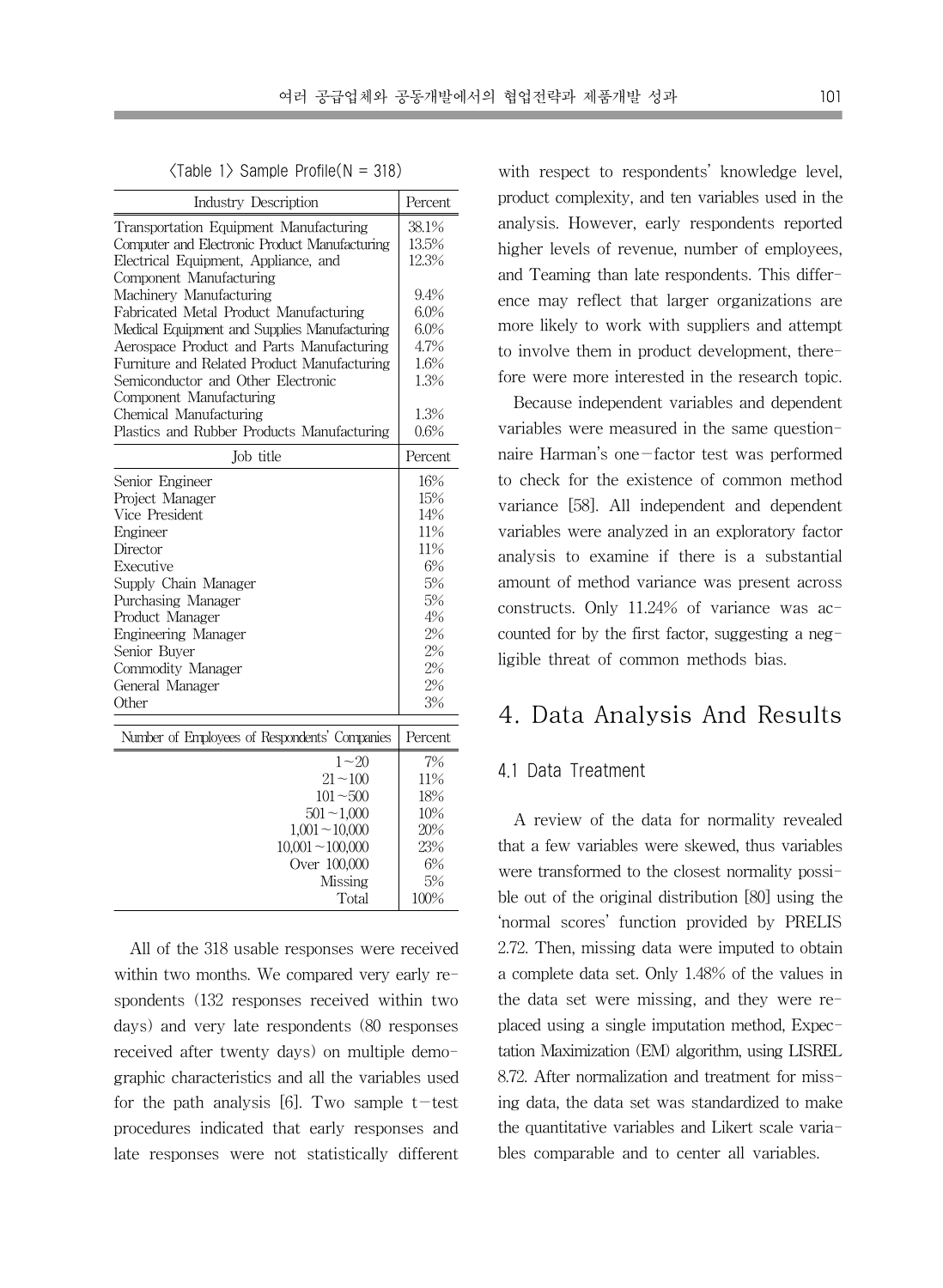<Table 1> Sample Profile(N = 318)

| Industry Description | Percent |
|---|---|
| Transportation Equipment Manufacturing | 38.1% |
| Computer and Electronic Product Manufacturing | 13.5% |
| Electrical Equipment, Appliance, and Component Manufacturing | 12.3% |
| Machinery Manufacturing | 9.4% |
| Fabricated Metal Product Manufacturing | 6.0% |
| Medical Equipment and Supplies Manufacturing | 6.0% |
| Aerospace Product and Parts Manufacturing | 4.7% |
| Furniture and Related Product Manufacturing | 1.6% |
| Semiconductor and Other Electronic Component Manufacturing | 1.3% |
| Chemical Manufacturing | 1.3% |
| Plastics and Rubber Products Manufacturing | 0.6% |
| **Job title** | **Percent** |
| Senior Engineer | 16% |
| Project Manager | 15% |
| Vice President | 14% |
| Engineer | 11% |
| Director | 11% |
| Executive | 6% |
| Supply Chain Manager | 5% |
| Purchasing Manager | 5% |
| Product Manager | 4% |
| Engineering Manager | 2% |
| Senior Buyer | 2% |
| Commodity Manager | 2% |
| General Manager | 2% |
| Other | 3% |
| **Number of Employees of Respondents' Companies** | **Percent** |
| 1~20 | 7% |
| 21~100 | 11% |
| 101~500 | 18% |
| 501~1,000 | 10% |
| 1,001~10,000 | 20% |
| 10,001~100,000 | 23% |
| Over 100,000 | 6% |
| Missing | 5% |
| Total | 100% |

All of the 318 usable responses were received within two months. We compared very early respondents (132 responses received within two days) and very late respondents (80 responses received after twenty days) on multiple demographic characteristics and all the variables used for the path analysis [6]. Two sample t-test procedures indicated that early responses and late responses were not statistically different with respect to respondents' knowledge level, product complexity, and ten variables used in the analysis. However, early respondents reported higher levels of revenue, number of employees, and Teaming than late respondents. This difference may reflect that larger organizations are more likely to work with suppliers and attempt to involve them in product development, therefore were more interested in the research topic.

Because independent variables and dependent variables were measured in the same questionnaire Harman's one-factor test was performed to check for the existence of common method variance [58]. All independent and dependent variables were analyzed in an exploratory factor analysis to examine if there is a substantial amount of method variance was present across constructs. Only 11.24% of variance was accounted for by the first factor, suggesting a negligible threat of common methods bias.

# 4. Data Analysis And Results

## 4.1 Data Treatment

A review of the data for normality revealed that a few variables were skewed, thus variables were transformed to the closest normality possible out of the original distribution [80] using the 'normal scores' function provided by PRELIS 2.72. Then, missing data were imputed to obtain a complete data set. Only 1.48% of the values in the data set were missing, and they were replaced using a single imputation method, Expectation Maximization (EM) algorithm, using LISREL 8.72. After normalization and treatment for missing data, the data set was standardized to make the quantitative variables and Likert scale variables comparable and to center all variables.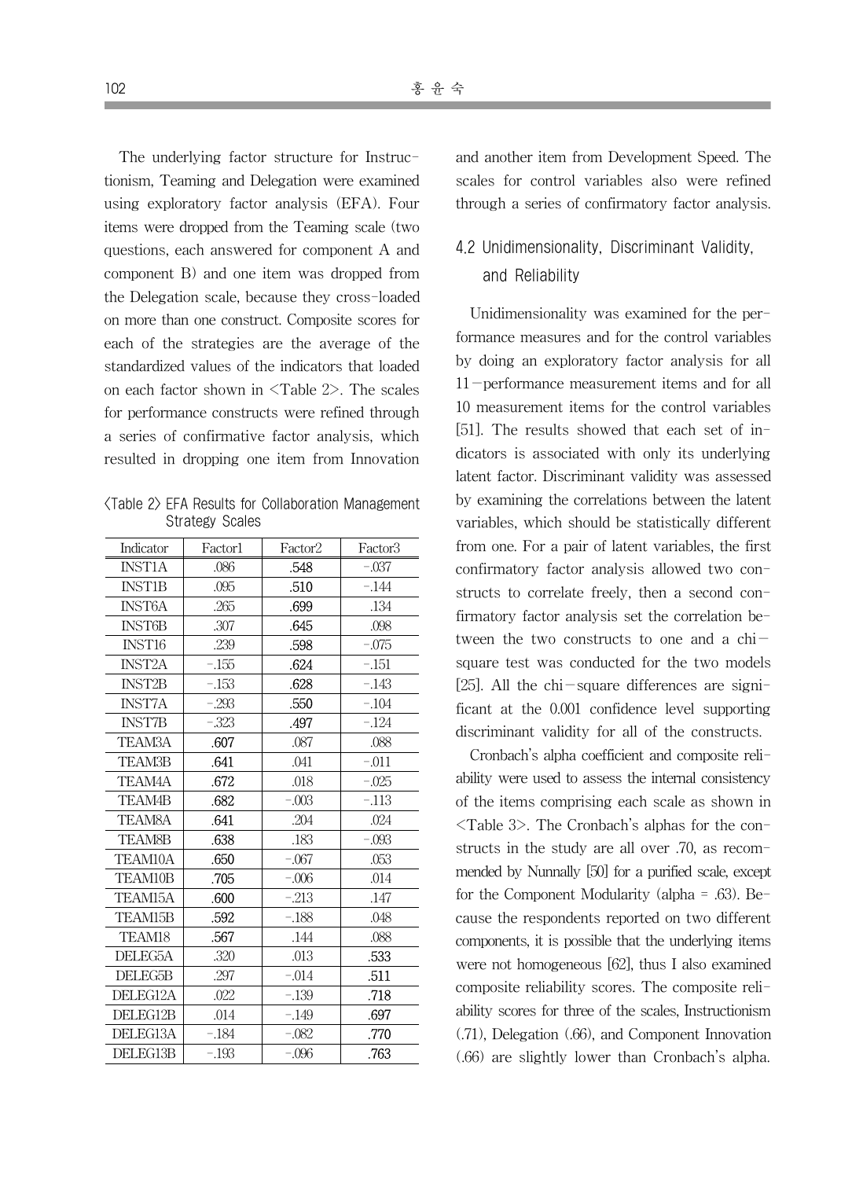The underlying factor structure for Instructionism, Teaming and Delegation were examined using exploratory factor analysis (EFA). Four items were dropped from the Teaming scale (two questions, each answered for component A and component B) and one item was dropped from the Delegation scale, because they cross-loaded on more than one construct. Composite scores for each of the strategies are the average of the standardized values of the indicators that loaded on each factor shown in <Table 2>. The scales for performance constructs were refined through a series of confirmative factor analysis, which resulted in dropping one item from Innovation and another item from Development Speed. The scales for control variables also were refined through a series of confirmatory factor analysis.

<Table 2> EFA Results for Collaboration Management Strategy Scales

| Indicator | Factor1 | Factor2 | Factor3 |
|---|---|---|---|
| INST1A | .086 | **.548** | -.037 |
| INST1B | .095 | **.510** | -.144 |
| INST6A | .265 | **.699** | .134 |
| INST6B | .307 | **.645** | .098 |
| INST16 | .239 | **.598** | -.075 |
| INST2A | -.155 | **.624** | -.151 |
| INST2B | -.153 | **.628** | -.143 |
| INST7A | -.293 | **.550** | -.104 |
| INST7B | -.323 | **.497** | -.124 |
| TEAM3A | **.607** | .087 | .088 |
| TEAM3B | **.641** | .041 | -.011 |
| TEAM4A | **.672** | .018 | -.025 |
| TEAM4B | **.682** | -.003 | -.113 |
| TEAM8A | **.641** | .204 | .024 |
| TEAM8B | **.638** | .183 | -.093 |
| TEAM10A | **.650** | -.067 | .053 |
| TEAM10B | **.705** | -.006 | .014 |
| TEAM15A | **.600** | -.213 | .147 |
| TEAM15B | **.592** | -.188 | .048 |
| TEAM18 | **.567** | .144 | .088 |
| DELEG5A | .320 | .013 | **.533** |
| DELEG5B | .297 | -.014 | **.511** |
| DELEG12A | .022 | -.139 | **.718** |
| DELEG12B | .014 | -.149 | **.697** |
| DELEG13A | -.184 | -.082 | **.770** |
| DELEG13B | -.193 | -.096 | **.763** |

## 4.2 Unidimensionality, Discriminant Validity, and Reliability

Unidimensionality was examined for the performance measures and for the control variables by doing an exploratory factor analysis for all 11-performance measurement items and for all 10 measurement items for the control variables [51]. The results showed that each set of indicators is associated with only its underlying latent factor. Discriminant validity was assessed by examining the correlations between the latent variables, which should be statistically different from one. For a pair of latent variables, the first confirmatory factor analysis allowed two constructs to correlate freely, then a second confirmatory factor analysis set the correlation between the two constructs to one and a chi-square test was conducted for the two models [25]. All the chi-square differences are significant at the 0.001 confidence level supporting discriminant validity for all of the constructs.

Cronbach's alpha coefficient and composite reliability were used to assess the internal consistency of the items comprising each scale as shown in <Table 3>. The Cronbach's alphas for the constructs in the study are all over .70, as recommended by Nunnally [50] for a purified scale, except for the Component Modularity (alpha = .63). Because the respondents reported on two different components, it is possible that the underlying items were not homogeneous [62], thus I also examined composite reliability scores. The composite reliability scores for three of the scales, Instructionism (.71), Delegation (.66), and Component Innovation (.66) are slightly lower than Cronbach's alpha.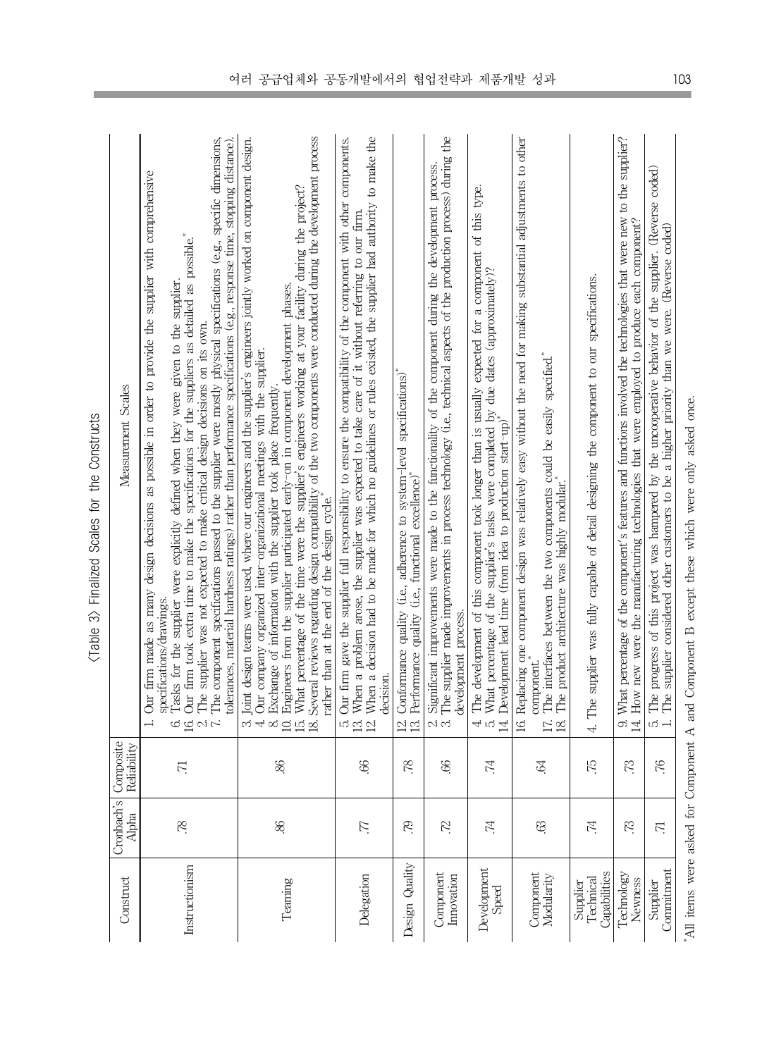〈Table 3〉 Finalized Scales for the Constructs

| Construct | Cronbach's Alpha | Composite Reliability | Measurement Scales |
|---|---|---|---|
| Instructionism | .78 | .71 | 1. Our firm made as many design decisions as possible in order to provide the supplier with comprehensive specifications/drawings.<br>6. Tasks for the supplier were explicitly defined when they were given to the supplier.<br>16. Our firm took extra time to make the specifications for the suppliers as detailed as possible.*<br>2. The supplier was not expected to make critical design decisions on its own.<br>7. The component specifications passed to the supplier were mostly physical specifications (e.g., specific dimensions, tolerances, material hardness ratings) rather than performance specifications (e.g., response time, stopping distance). |
| Teaming | .86 | .86 | 3. Joint design teams were used, where our engineers and the supplier's engineers jointly worked on component design.<br>4. Our company organized inter-organizational meetings with the supplier.<br>8. Exchange of information with the supplier took place frequently.<br>10. Engineers from the supplier participated early-on in component development phases.<br>15. What percentage of the time were the supplier's engineers working at your facility during the project?<br>18. Several reviews regarding design compatibility of the two components were conducted during the development process rather than at the end of the design cycle.* |
| Delegation | .77 | .66 | 5. Our firm gave the supplier full responsibility to ensure the compatibility of the component with other components.<br>13. When a problem arose, the supplier was expected to take care of it without referring to our firm.<br>12. When a decision had to be made for which no guidelines or rules existed, the supplier had authority to make the decision. |
| Design Quality | .79 | .78 | 12. Conformance quality (i.e., adherence to system-level specifications)*<br>13. Performance quality (i.e., functional excellence)* |
| Component Innovation | .72 | .66 | 2. Significant improvements were made to the functionality of the component during the development process.<br>3. The supplier made improvements in process technology (i.e., technical aspects of the production process) during the development process. |
| Development Speed | .74 | .74 | 4. The development of this component took longer than is usually expected for a component of this type.<br>5. What percentage of the supplier's tasks were completed by due dates (approximately)?<br>14. Development lead time (from idea to production start-up)* |
| Component Modularity | .63 | .64 | 16. Replacing one component design was relatively easy without the need for making substantial adjustments to other component.*<br>17. The interfaces between the two components could be easily specified.*<br>18. The product architecture was highly modular.* |
| Supplier Technical Capabilities | .74 | .75 | 4. The supplier was fully capable of detail designing the component to our specifications. |
| Technology Newness | .73 | .73 | 9. What percentage of the component's features and functions involved the technologies that were new to the supplier?<br>14. How new were the manufacturing technologies that were employed to produce each component? |
| Supplier Commitment | .71 | .76 | 5. The progress of this project was hampered by the uncooperative behavior of the supplier. (Reverse coded)<br>1. The supplier considered other customers to be a higher priority than we were. (Reverse coded) |

*All items were asked for Component A and Component B except these which were only asked once.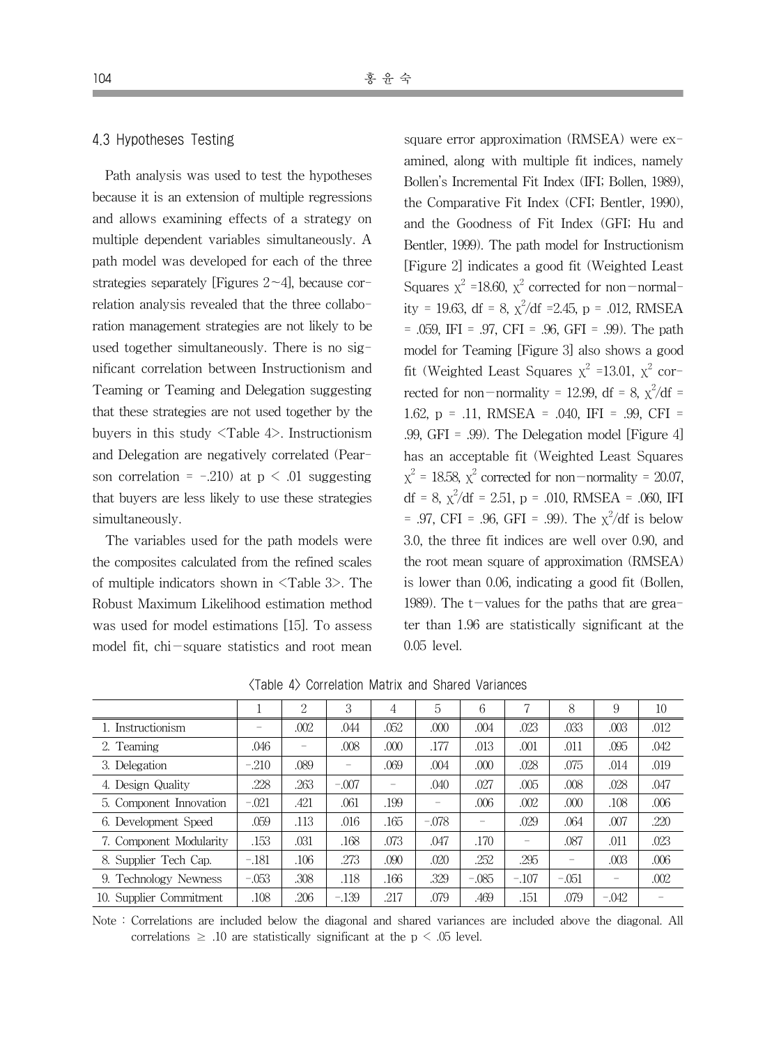### 4.3 Hypotheses Testing

Path analysis was used to test the hypotheses because it is an extension of multiple regressions and allows examining effects of a strategy on multiple dependent variables simultaneously. A path model was developed for each of the three strategies separately [Figures 2~4], because correlation analysis revealed that the three collaboration management strategies are not likely to be used together simultaneously. There is no significant correlation between Instructionism and Teaming or Teaming and Delegation suggesting that these strategies are not used together by the buyers in this study <Table 4>. Instructionism and Delegation are negatively correlated (Pearson correlation = -.210) at $p < .01$ suggesting that buyers are less likely to use these strategies simultaneously.

The variables used for the path models were the composites calculated from the refined scales of multiple indicators shown in <Table 3>. The Robust Maximum Likelihood estimation method was used for model estimations [15]. To assess model fit, chi-square statistics and root mean square error approximation (RMSEA) were examined, along with multiple fit indices, namely Bollen's Incremental Fit Index (IFI; Bollen, 1989), the Comparative Fit Index (CFI; Bentler, 1990), and the Goodness of Fit Index (GFI; Hu and Bentler, 1999). The path model for Instructionism [Figure 2] indicates a good fit (Weighted Least Squares $\chi^2$ =18.60, $\chi^2$ corrected for non-normality = 19.63, df = 8, $\chi^2$/df =2.45, p = .012, RMSEA = .059, IFI = .97, CFI = .96, GFI = .99). The path model for Teaming [Figure 3] also shows a good fit (Weighted Least Squares $\chi^2$ =13.01, $\chi^2$ corrected for non-normality = 12.99, df = 8, $\chi^2$/df = 1.62, p = .11, RMSEA = .040, IFI = .99, CFI = .99, GFI = .99). The Delegation model [Figure 4] has an acceptable fit (Weighted Least Squares $\chi^2$ = 18.58, $\chi^2$ corrected for non-normality = 20.07, df = 8, $\chi^2$/df = 2.51, p = .010, RMSEA = .060, IFI = .97, CFI = .96, GFI = .99). The $\chi^2$/df is below 3.0, the three fit indices are well over 0.90, and the root mean square of approximation (RMSEA) is lower than 0.06, indicating a good fit (Bollen, 1989). The t-values for the paths that are greater than 1.96 are statistically significant at the 0.05 level.

<Table 4> Correlation Matrix and Shared Variances

| | 1 | 2 | 3 | 4 | 5 | 6 | 7 | 8 | 9 | 10 |
|---|---|---|---|---|---|---|---|---|---|---|
| 1. Instructionism | - | .002 | .044 | .052 | .000 | .004 | .023 | .033 | .003 | .012 |
| 2. Teaming | .046 | - | .008 | .000 | .177 | .013 | .001 | .011 | .095 | .042 |
| 3. Delegation | -.210 | .089 | - | .069 | .004 | .000 | .028 | .075 | .014 | .019 |
| 4. Design Quality | .228 | .263 | -.007 | - | .040 | .027 | .005 | .008 | .028 | .047 |
| 5. Component Innovation | -.021 | .421 | .061 | .199 | - | .006 | .002 | .000 | .108 | .006 |
| 6. Development Speed | .059 | .113 | .016 | .165 | -.078 | - | .029 | .064 | .007 | .220 |
| 7. Component Modularity | .153 | .031 | .168 | .073 | .047 | .170 | - | .087 | .011 | .023 |
| 8. Supplier Tech Cap. | -.181 | .106 | .273 | .090 | .020 | .252 | .295 | - | .003 | .006 |
| 9. Technology Newness | -.053 | .308 | .118 | .166 | .329 | -.085 | -.107 | -.051 | - | .002 |
| 10. Supplier Commitment | .108 | .206 | -.139 | .217 | .079 | .469 | .151 | .079 | -.042 | - |

Note : Correlations are included below the diagonal and shared variances are included above the diagonal. All correlations $\geq .10$ are statistically significant at the $p < .05$ level.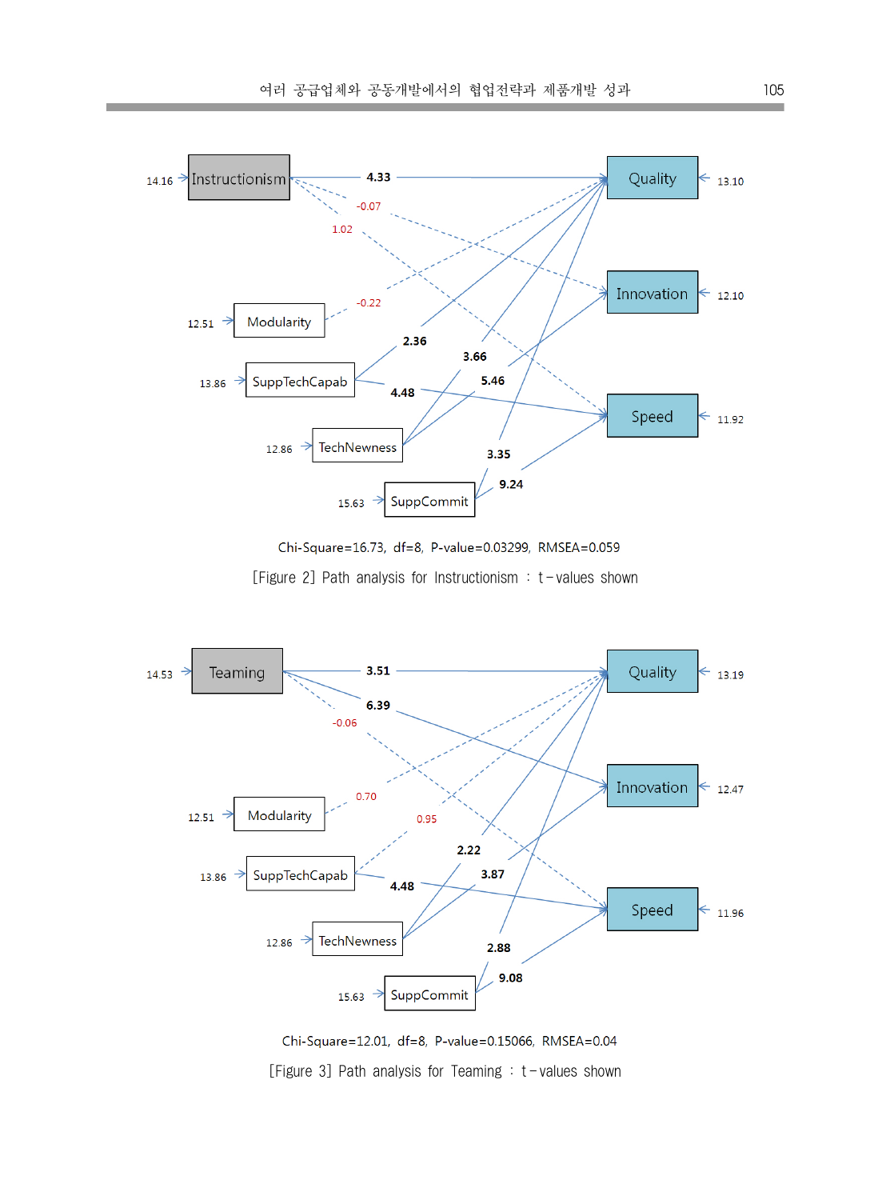Chi-Square=16.73, df=8, P-value=0.03299, RMSEA=0.059

[Figure 2] Path analysis for Instructionism : t-values shown

Chi-Square=12.01, df=8, P-value=0.15066, RMSEA=0.04

[Figure 3] Path analysis for Teaming : t-values shown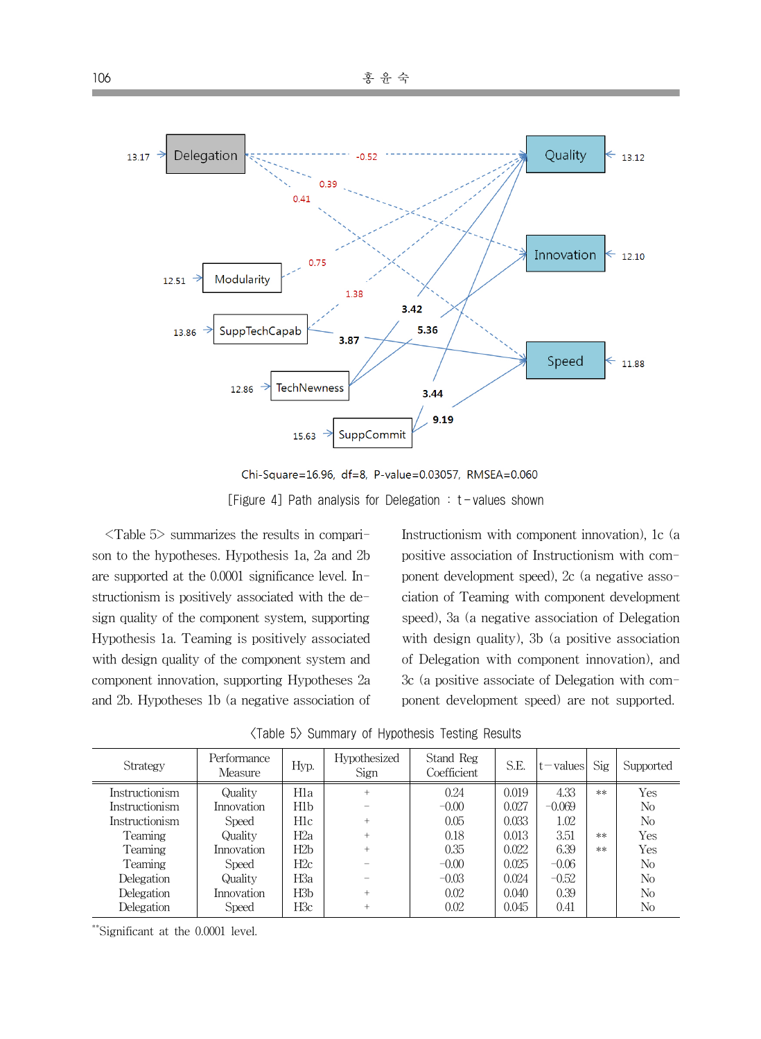Chi-Square=16.96, df=8, P-value=0.03057, RMSEA=0.060

[Figure 4] Path analysis for Delegation : t-values shown

<Table 5> summarizes the results in comparison to the hypotheses. Hypothesis 1a, 2a and 2b are supported at the 0.0001 significance level. Instructionism is positively associated with the design quality of the component system, supporting Hypothesis 1a. Teaming is positively associated with design quality of the component system and component innovation, supporting Hypotheses 2a and 2b. Hypotheses 1b (a negative association of Instructionism with component innovation), 1c (a positive association of Instructionism with component development speed), 2c (a negative association of Teaming with component development speed), 3a (a negative association of Delegation with design quality), 3b (a positive association of Delegation with component innovation), and 3c (a positive associate of Delegation with component development speed) are not supported.

<Table 5> Summary of Hypothesis Testing Results

| Strategy | Performance Measure | Hyp. | Hypothesized Sign | Stand Reg Coefficient | S.E. | t-values | Sig | Supported |
|---|---|---|---|---|---|---|---|---|
| Instructionism | Quality | H1a | + | 0.24 | 0.019 | 4.33 | ** | Yes |
| Instructionism | Innovation | H1b | - | -0.00 | 0.027 | -0.069 | | No |
| Instructionism | Speed | H1c | + | 0.05 | 0.033 | 1.02 | | No |
| Teaming | Quality | H2a | + | 0.18 | 0.013 | 3.51 | ** | Yes |
| Teaming | Innovation | H2b | + | 0.35 | 0.022 | 6.39 | ** | Yes |
| Teaming | Speed | H2c | - | -0.00 | 0.025 | -0.06 | | No |
| Delegation | Quality | H3a | - | -0.03 | 0.024 | -0.52 | | No |
| Delegation | Innovation | H3b | + | 0.02 | 0.040 | 0.39 | | No |
| Delegation | Speed | H3c | + | 0.02 | 0.045 | 0.41 | | No |

**Significant at the 0.0001 level.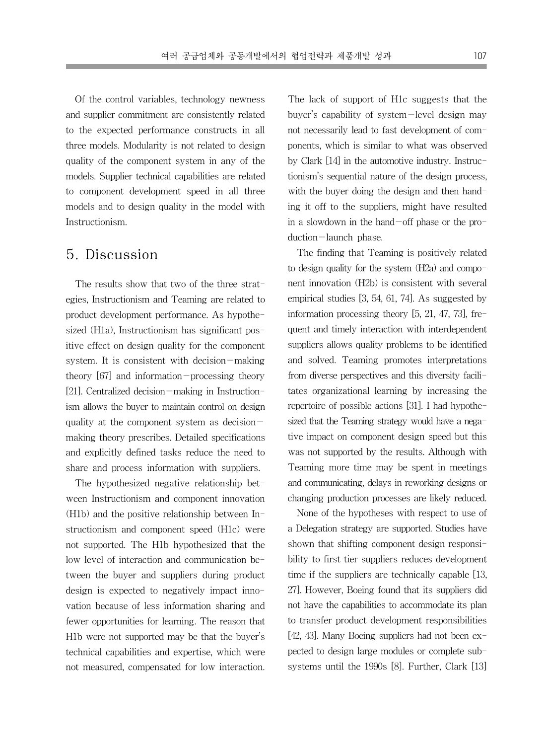Of the control variables, technology newness and supplier commitment are consistently related to the expected performance constructs in all three models. Modularity is not related to design quality of the component system in any of the models. Supplier technical capabilities are related to component development speed in all three models and to design quality in the model with Instructionism.

## 5. Discussion

The results show that two of the three strategies, Instructionism and Teaming are related to product development performance. As hypothesized (H1a), Instructionism has significant positive effect on design quality for the component system. It is consistent with decision-making theory [67] and information-processing theory [21]. Centralized decision-making in Instructionism allows the buyer to maintain control on design quality at the component system as decision-making theory prescribes. Detailed specifications and explicitly defined tasks reduce the need to share and process information with suppliers.

The hypothesized negative relationship between Instructionism and component innovation (H1b) and the positive relationship between Instructionism and component speed (H1c) were not supported. The H1b hypothesized that the low level of interaction and communication between the buyer and suppliers during product design is expected to negatively impact innovation because of less information sharing and fewer opportunities for learning. The reason that H1b were not supported may be that the buyer's technical capabilities and expertise, which were not measured, compensated for low interaction. The lack of support of H1c suggests that the buyer's capability of system-level design may not necessarily lead to fast development of components, which is similar to what was observed by Clark [14] in the automotive industry. Instructionism's sequential nature of the design process, with the buyer doing the design and then handing it off to the suppliers, might have resulted in a slowdown in the hand-off phase or the production-launch phase.

The finding that Teaming is positively related to design quality for the system (H2a) and component innovation (H2b) is consistent with several empirical studies [3, 54, 61, 74]. As suggested by information processing theory [5, 21, 47, 73], frequent and timely interaction with interdependent suppliers allows quality problems to be identified and solved. Teaming promotes interpretations from diverse perspectives and this diversity facilitates organizational learning by increasing the repertoire of possible actions [31]. I had hypothesized that the Teaming strategy would have a negative impact on component design speed but this was not supported by the results. Although with Teaming more time may be spent in meetings and communicating, delays in reworking designs or changing production processes are likely reduced.

None of the hypotheses with respect to use of a Delegation strategy are supported. Studies have shown that shifting component design responsibility to first tier suppliers reduces development time if the suppliers are technically capable [13, 27]. However, Boeing found that its suppliers did not have the capabilities to accommodate its plan to transfer product development responsibilities [42, 43]. Many Boeing suppliers had not been expected to design large modules or complete subsystems until the 1990s [8]. Further, Clark [13]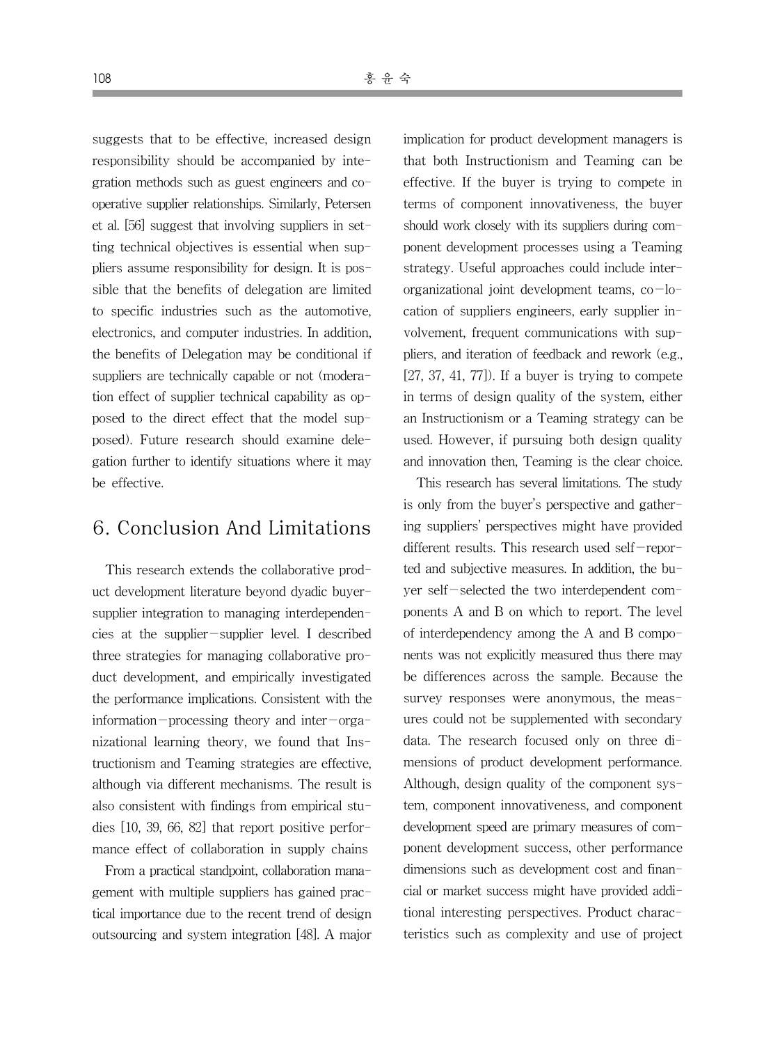suggests that to be effective, increased design responsibility should be accompanied by integration methods such as guest engineers and cooperative supplier relationships. Similarly, Petersen et al. [56] suggest that involving suppliers in setting technical objectives is essential when suppliers assume responsibility for design. It is possible that the benefits of delegation are limited to specific industries such as the automotive, electronics, and computer industries. In addition, the benefits of Delegation may be conditional if suppliers are technically capable or not (moderation effect of supplier technical capability as opposed to the direct effect that the model supposed). Future research should examine delegation further to identify situations where it may be effective.

## 6. Conclusion And Limitations

This research extends the collaborative product development literature beyond dyadic buyer-supplier integration to managing interdependencies at the supplier-supplier level. I described three strategies for managing collaborative product development, and empirically investigated the performance implications. Consistent with the information-processing theory and inter-organizational learning theory, we found that Instructionism and Teaming strategies are effective, although via different mechanisms. The result is also consistent with findings from empirical studies [10, 39, 66, 82] that report positive performance effect of collaboration in supply chains

From a practical standpoint, collaboration management with multiple suppliers has gained practical importance due to the recent trend of design outsourcing and system integration [48]. A major implication for product development managers is that both Instructionism and Teaming can be effective. If the buyer is trying to compete in terms of component innovativeness, the buyer should work closely with its suppliers during component development processes using a Teaming strategy. Useful approaches could include inter-organizational joint development teams, co-location of suppliers engineers, early supplier involvement, frequent communications with suppliers, and iteration of feedback and rework (e.g., [27, 37, 41, 77]). If a buyer is trying to compete in terms of design quality of the system, either an Instructionism or a Teaming strategy can be used. However, if pursuing both design quality and innovation then, Teaming is the clear choice.

This research has several limitations. The study is only from the buyer's perspective and gathering suppliers' perspectives might have provided different results. This research used self-reported and subjective measures. In addition, the buyer self-selected the two interdependent components A and B on which to report. The level of interdependency among the A and B components was not explicitly measured thus there may be differences across the sample. Because the survey responses were anonymous, the measures could not be supplemented with secondary data. The research focused only on three dimensions of product development performance. Although, design quality of the component system, component innovativeness, and component development speed are primary measures of component development success, other performance dimensions such as development cost and financial or market success might have provided additional interesting perspectives. Product characteristics such as complexity and use of project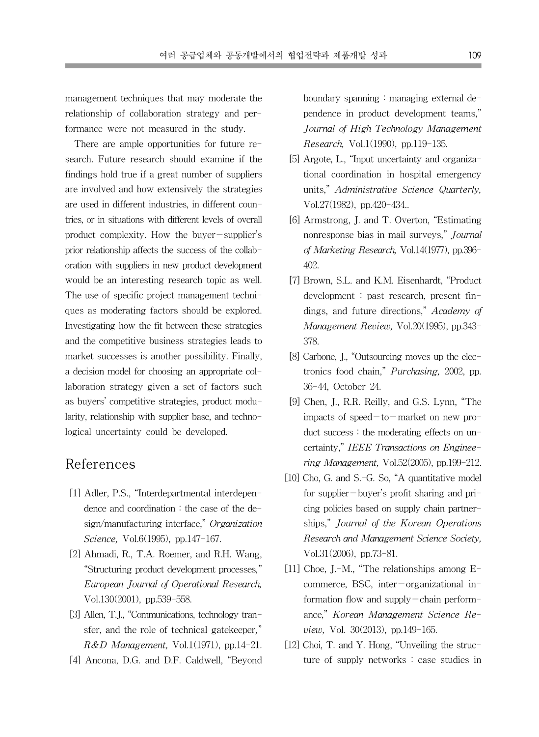management techniques that may moderate the relationship of collaboration strategy and performance were not measured in the study.

There are ample opportunities for future research. Future research should examine if the findings hold true if a great number of suppliers are involved and how extensively the strategies are used in different industries, in different countries, or in situations with different levels of overall product complexity. How the buyer-supplier's prior relationship affects the success of the collaboration with suppliers in new product development would be an interesting research topic as well. The use of specific project management techniques as moderating factors should be explored. Investigating how the fit between these strategies and the competitive business strategies leads to market successes is another possibility. Finally, a decision model for choosing an appropriate collaboration strategy given a set of factors such as buyers' competitive strategies, product modularity, relationship with supplier base, and technological uncertainty could be developed.

## References

[1] Adler, P.S., "Interdepartmental interdependence and coordination : the case of the design/manufacturing interface," *Organization Science,* Vol.6(1995), pp.147-167.

[2] Ahmadi, R., T.A. Roemer, and R.H. Wang, "Structuring product development processes," *European Journal of Operational Research,* Vol.130(2001), pp.539-558.

[3] Allen, T.J., "Communications, technology transfer, and the role of technical gatekeeper," *R&D Management,* Vol.1(1971), pp.14-21.

[4] Ancona, D.G. and D.F. Caldwell, "Beyond boundary spanning : managing external dependence in product development teams," *Journal of High Technology Management Research,* Vol.1(1990), pp.119-135.

[5] Argote, L., "Input uncertainty and organizational coordination in hospital emergency units," *Administrative Science Quarterly,* Vol.27(1982), pp.420-434..

[6] Armstrong, J. and T. Overton, "Estimating nonresponse bias in mail surveys," *Journal of Marketing Research,* Vol.14(1977), pp.396-402.

[7] Brown, S.L. and K.M. Eisenhardt, "Product development : past research, present findings, and future directions," *Academy of Management Review,* Vol.20(1995), pp.343-378.

[8] Carbone, J., "Outsourcing moves up the electronics food chain," *Purchasing,* 2002, pp. 36-44, October 24.

[9] Chen, J., R.R. Reilly, and G.S. Lynn, "The impacts of speed-to-market on new product success : the moderating effects on uncertainty," *IEEE Transactions on Engineering Management,* Vol.52(2005), pp.199-212.

[10] Cho, G. and S.-G. So, "A quantitative model for supplier-buyer's profit sharing and pricing policies based on supply chain partnerships," *Journal of the Korean Operations Research and Management Science Society,* Vol.31(2006), pp.73-81.

[11] Choe, J.-M., "The relationships among E-commerce, BSC, inter-organizational information flow and supply-chain performance," *Korean Management Science Review,* Vol. 30(2013), pp.149-165.

[12] Choi, T. and Y. Hong, "Unveiling the structure of supply networks : case studies in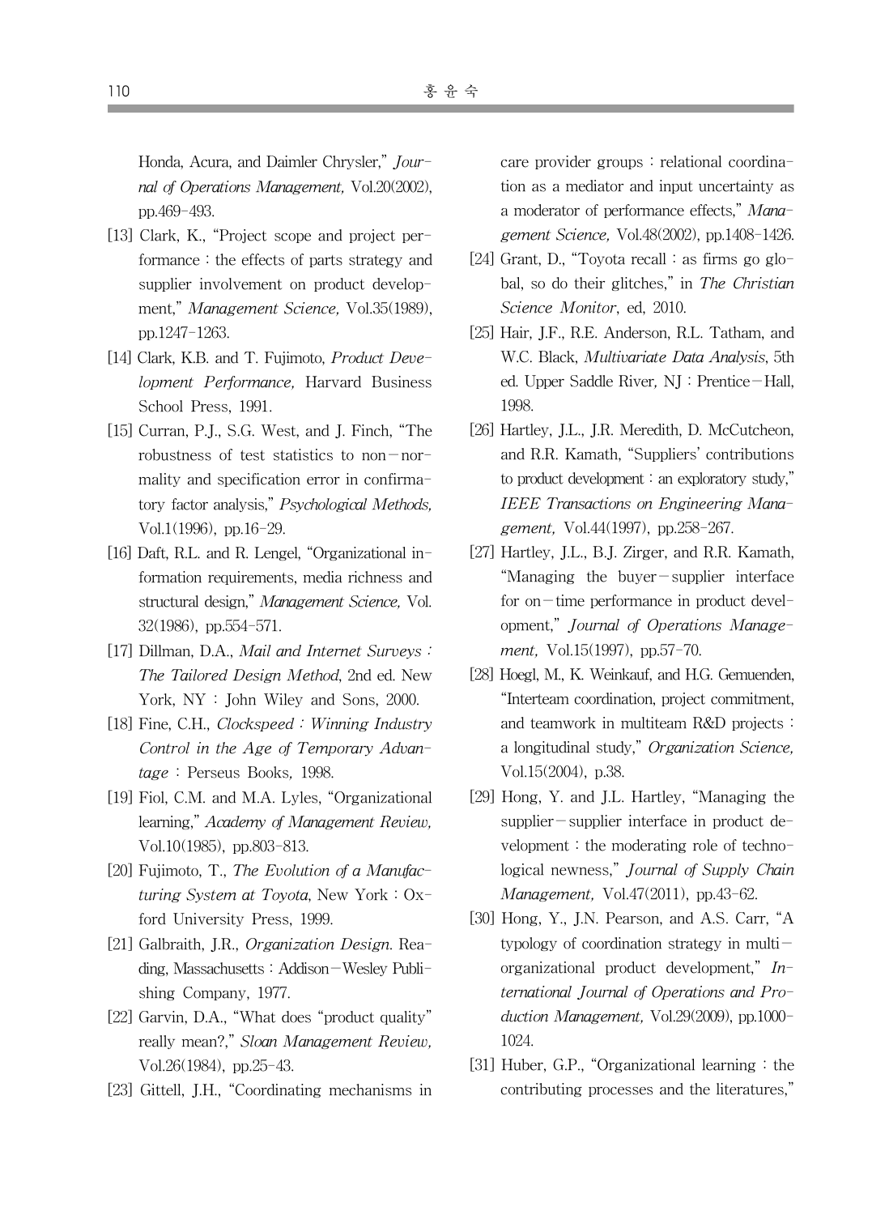Honda, Acura, and Daimler Chrysler," *Journal of Operations Management,* Vol.20(2002), pp.469-493.

[13] Clark, K., "Project scope and project performance : the effects of parts strategy and supplier involvement on product development," *Management Science,* Vol.35(1989), pp.1247-1263.

[14] Clark, K.B. and T. Fujimoto, *Product Development Performance,* Harvard Business School Press, 1991.

[15] Curran, P.J., S.G. West, and J. Finch, "The robustness of test statistics to non-normality and specification error in confirmatory factor analysis," *Psychological Methods,* Vol.1(1996), pp.16-29.

[16] Daft, R.L. and R. Lengel, "Organizational information requirements, media richness and structural design," *Management Science,* Vol.32(1986), pp.554-571.

[17] Dillman, D.A., *Mail and Internet Surveys : The Tailored Design Method,* 2nd ed. New York, NY : John Wiley and Sons, 2000.

[18] Fine, C.H., *Clockspeed : Winning Industry Control in the Age of Temporary Advantage* : Perseus Books, 1998.

[19] Fiol, C.M. and M.A. Lyles, "Organizational learning," *Academy of Management Review,* Vol.10(1985), pp.803-813.

[20] Fujimoto, T., *The Evolution of a Manufacturing System at Toyota,* New York : Oxford University Press, 1999.

[21] Galbraith, J.R., *Organization Design.* Reading, Massachusetts : Addison-Wesley Publishing Company, 1977.

[22] Garvin, D.A., "What does "product quality" really mean?," *Sloan Management Review,* Vol.26(1984), pp.25-43.

[23] Gittell, J.H., "Coordinating mechanisms in care provider groups : relational coordination as a mediator and input uncertainty as a moderator of performance effects," *Management Science,* Vol.48(2002), pp.1408-1426.

[24] Grant, D., "Toyota recall : as firms go global, so do their glitches," in *The Christian Science Monitor,* ed, 2010.

[25] Hair, J.F., R.E. Anderson, R.L. Tatham, and W.C. Black, *Multivariate Data Analysis,* 5th ed. Upper Saddle River, NJ : Prentice-Hall, 1998.

[26] Hartley, J.L., J.R. Meredith, D. McCutcheon, and R.R. Kamath, "Suppliers' contributions to product development : an exploratory study," *IEEE Transactions on Engineering Management,* Vol.44(1997), pp.258-267.

[27] Hartley, J.L., B.J. Zirger, and R.R. Kamath, "Managing the buyer-supplier interface for on-time performance in product development," *Journal of Operations Management,* Vol.15(1997), pp.57-70.

[28] Hoegl, M., K. Weinkauf, and H.G. Gemuenden, "Interteam coordination, project commitment, and teamwork in multiteam R&D projects : a longitudinal study," *Organization Science,* Vol.15(2004), p.38.

[29] Hong, Y. and J.L. Hartley, "Managing the supplier-supplier interface in product development : the moderating role of technological newness," *Journal of Supply Chain Management,* Vol.47(2011), pp.43-62.

[30] Hong, Y., J.N. Pearson, and A.S. Carr, "A typology of coordination strategy in multi-organizational product development," *International Journal of Operations and Production Management,* Vol.29(2009), pp.1000-1024.

[31] Huber, G.P., "Organizational learning : the contributing processes and the literatures,"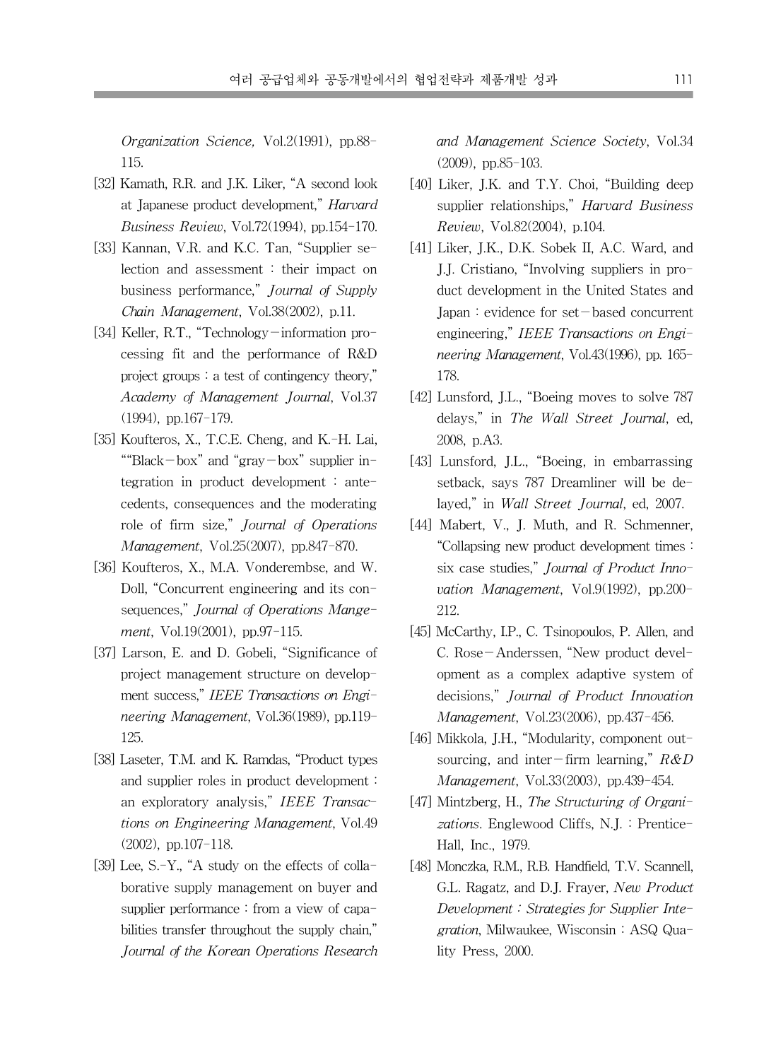*Organization Science,* Vol.2(1991), pp.88-115.

[32] Kamath, R.R. and J.K. Liker, "A second look at Japanese product development," *Harvard Business Review*, Vol.72(1994), pp.154-170.

[33] Kannan, V.R. and K.C. Tan, "Supplier selection and assessment : their impact on business performance," *Journal of Supply Chain Management*, Vol.38(2002), p.11.

[34] Keller, R.T., "Technology-information processing fit and the performance of R&D project groups : a test of contingency theory," *Academy of Management Journal*, Vol.37 (1994), pp.167-179.

[35] Koufteros, X., T.C.E. Cheng, and K.-H. Lai, ""Black-box" and "gray-box" supplier integration in product development : antecedents, consequences and the moderating role of firm size," *Journal of Operations Management*, Vol.25(2007), pp.847-870.

[36] Koufteros, X., M.A. Vonderembse, and W. Doll, "Concurrent engineering and its consequences," *Journal of Operations Mangement*, Vol.19(2001), pp.97-115.

[37] Larson, E. and D. Gobeli, "Significance of project management structure on development success," *IEEE Transactions on Engineering Management*, Vol.36(1989), pp.119-125.

[38] Laseter, T.M. and K. Ramdas, "Product types and supplier roles in product development : an exploratory analysis," *IEEE Transactions on Engineering Management*, Vol.49 (2002), pp.107-118.

[39] Lee, S.-Y., "A study on the effects of collaborative supply management on buyer and supplier performance : from a view of capabilities transfer throughout the supply chain," *Journal of the Korean Operations Research and Management Science Society*, Vol.34 (2009), pp.85-103.

[40] Liker, J.K. and T.Y. Choi, "Building deep supplier relationships," *Harvard Business Review*, Vol.82(2004), p.104.

[41] Liker, J.K., D.K. Sobek II, A.C. Ward, and J.J. Cristiano, "Involving suppliers in product development in the United States and Japan : evidence for set-based concurrent engineering," *IEEE Transactions on Engineering Management*, Vol.43(1996), pp. 165-178.

[42] Lunsford, J.L., "Boeing moves to solve 787 delays," in *The Wall Street Journal*, ed, 2008, p.A3.

[43] Lunsford, J.L., "Boeing, in embarrassing setback, says 787 Dreamliner will be delayed," in *Wall Street Journal*, ed, 2007.

[44] Mabert, V., J. Muth, and R. Schmenner, "Collapsing new product development times : six case studies," *Journal of Product Innovation Management*, Vol.9(1992), pp.200-212.

[45] McCarthy, I.P., C. Tsinopoulos, P. Allen, and C. Rose-Anderssen, "New product development as a complex adaptive system of decisions," *Journal of Product Innovation Management*, Vol.23(2006), pp.437-456.

[46] Mikkola, J.H., "Modularity, component outsourcing, and inter-firm learning," *R&D Management*, Vol.33(2003), pp.439-454.

[47] Mintzberg, H., *The Structuring of Organizations*. Englewood Cliffs, N.J. : Prentice-Hall, Inc., 1979.

[48] Monczka, R.M., R.B. Handfield, T.V. Scannell, G.L. Ragatz, and D.J. Frayer, *New Product Development : Strategies for Supplier Integration*, Milwaukee, Wisconsin : ASQ Quality Press, 2000.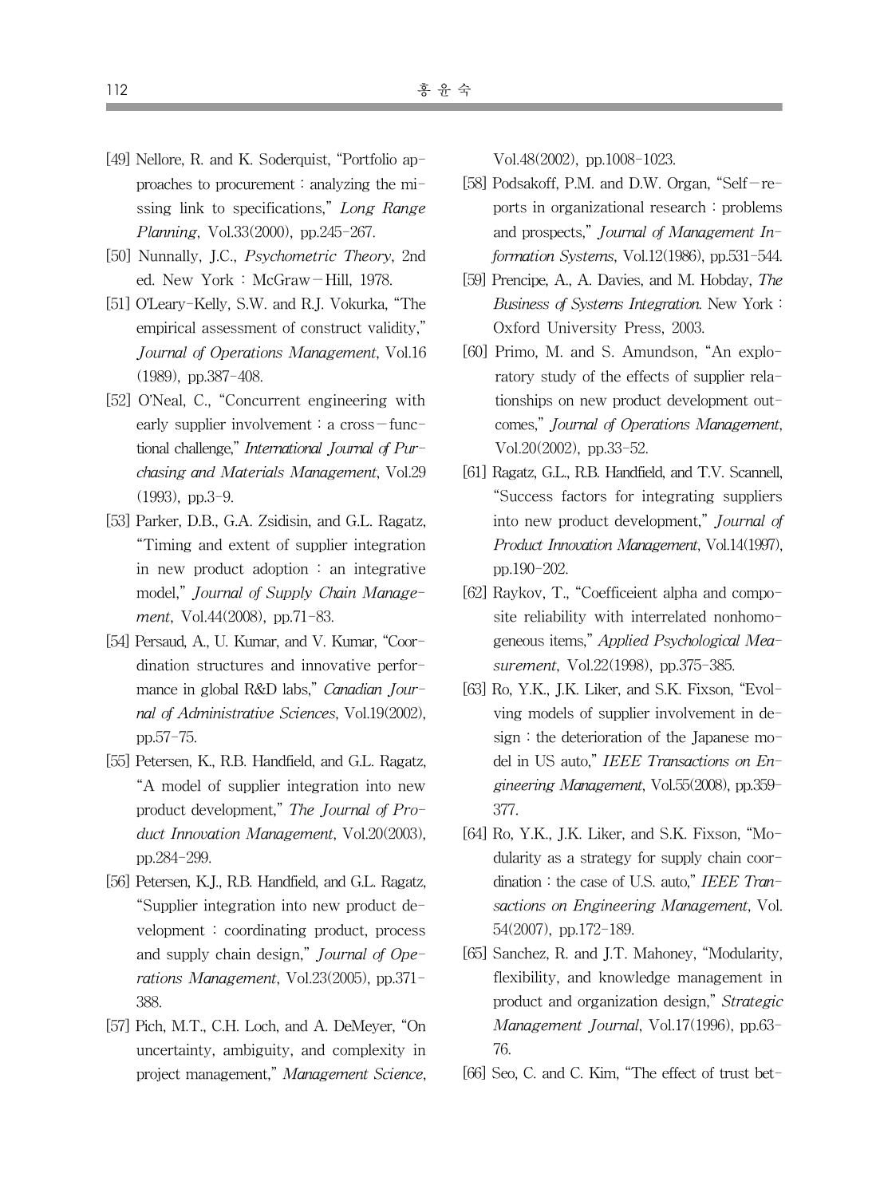[49] Nellore, R. and K. Soderquist, "Portfolio approaches to procurement : analyzing the missing link to specifications," *Long Range Planning*, Vol.33(2000), pp.245-267.

[50] Nunnally, J.C., *Psychometric Theory*, 2nd ed. New York : McGraw-Hill, 1978.

[51] O'Leary-Kelly, S.W. and R.J. Vokurka, "The empirical assessment of construct validity," *Journal of Operations Management*, Vol.16 (1989), pp.387-408.

[52] O'Neal, C., "Concurrent engineering with early supplier involvement : a cross-functional challenge," *International Journal of Purchasing and Materials Management*, Vol.29 (1993), pp.3-9.

[53] Parker, D.B., G.A. Zsidisin, and G.L. Ragatz, "Timing and extent of supplier integration in new product adoption : an integrative model," *Journal of Supply Chain Management*, Vol.44(2008), pp.71-83.

[54] Persaud, A., U. Kumar, and V. Kumar, "Coordination structures and innovative performance in global R&D labs," *Canadian Journal of Administrative Sciences*, Vol.19(2002), pp.57-75.

[55] Petersen, K., R.B. Handfield, and G.L. Ragatz, "A model of supplier integration into new product development," *The Journal of Product Innovation Management*, Vol.20(2003), pp.284-299.

[56] Petersen, K.J., R.B. Handfield, and G.L. Ragatz, "Supplier integration into new product development : coordinating product, process and supply chain design," *Journal of Operations Management*, Vol.23(2005), pp.371-388.

[57] Pich, M.T., C.H. Loch, and A. DeMeyer, "On uncertainty, ambiguity, and complexity in project management," *Management Science*, Vol.48(2002), pp.1008-1023.

[58] Podsakoff, P.M. and D.W. Organ, "Self-reports in organizational research : problems and prospects," *Journal of Management Information Systems*, Vol.12(1986), pp.531-544.

[59] Prencipe, A., A. Davies, and M. Hobday, *The Business of Systems Integration*. New York : Oxford University Press, 2003.

[60] Primo, M. and S. Amundson, "An exploratory study of the effects of supplier relationships on new product development outcomes," *Journal of Operations Management*, Vol.20(2002), pp.33-52.

[61] Ragatz, G.L., R.B. Handfield, and T.V. Scannell, "Success factors for integrating suppliers into new product development," *Journal of Product Innovation Management*, Vol.14(1997), pp.190-202.

[62] Raykov, T., "Coefficeient alpha and composite reliability with interrelated nonhomogeneous items," *Applied Psychological Measurement*, Vol.22(1998), pp.375-385.

[63] Ro, Y.K., J.K. Liker, and S.K. Fixson, "Evolving models of supplier involvement in design : the deterioration of the Japanese model in US auto," *IEEE Transactions on Engineering Management*, Vol.55(2008), pp.359-377.

[64] Ro, Y.K., J.K. Liker, and S.K. Fixson, "Modularity as a strategy for supply chain coordination : the case of U.S. auto," *IEEE Transactions on Engineering Management*, Vol. 54(2007), pp.172-189.

[65] Sanchez, R. and J.T. Mahoney, "Modularity, flexibility, and knowledge management in product and organization design," *Strategic Management Journal*, Vol.17(1996), pp.63-76.

[66] Seo, C. and C. Kim, "The effect of trust bet-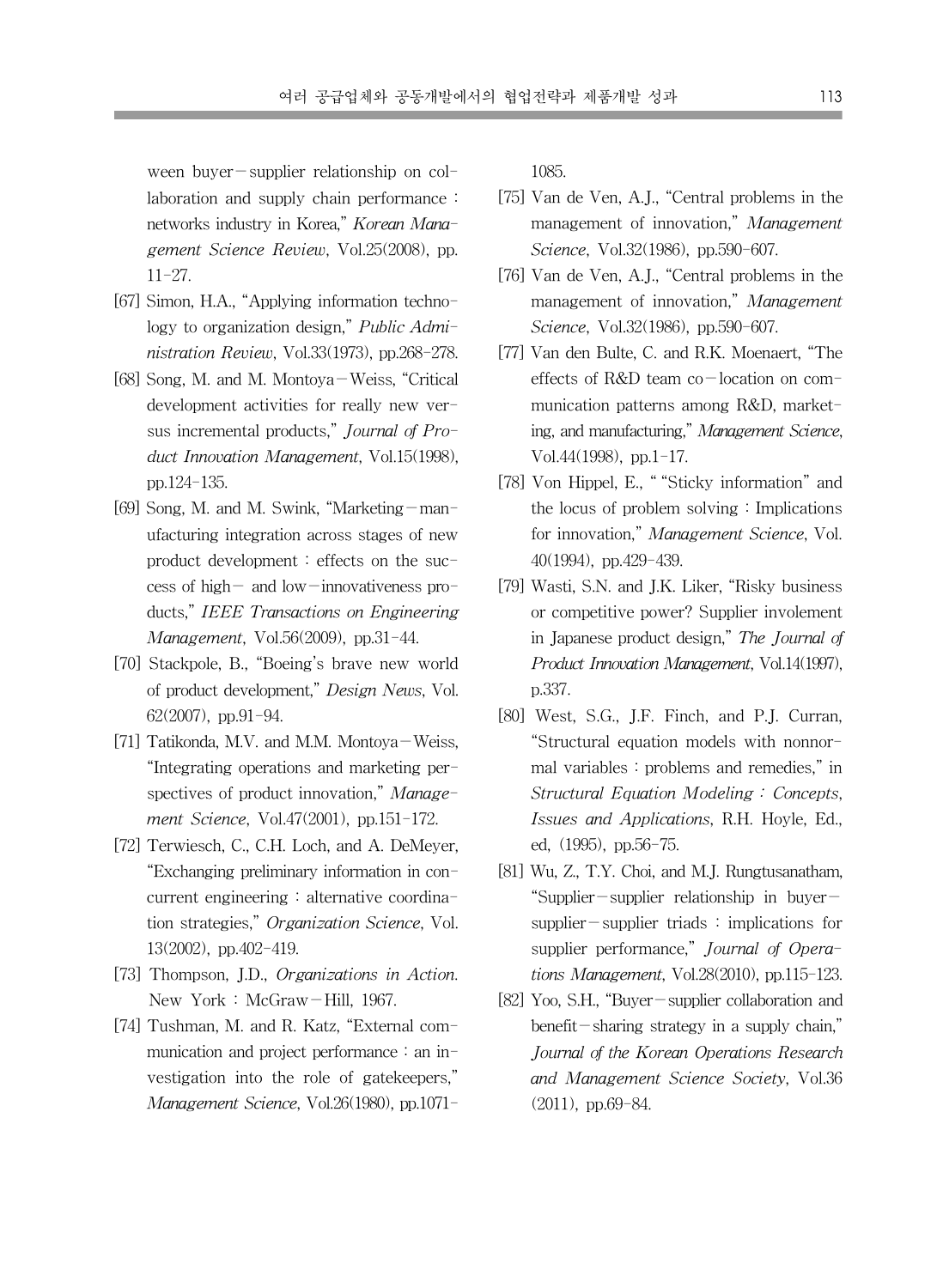ween buyer－supplier relationship on collaboration and supply chain performance : networks industry in Korea," *Korean Management Science Review*, Vol.25(2008), pp. 11-27.

[67] Simon, H.A., "Applying information technology to organization design," *Public Administration Review*, Vol.33(1973), pp.268-278.

[68] Song, M. and M. Montoya－Weiss, "Critical development activities for really new versus incremental products," *Journal of Product Innovation Management*, Vol.15(1998), pp.124-135.

[69] Song, M. and M. Swink, "Marketing－manufacturing integration across stages of new product development : effects on the success of high－ and low－innovativeness products," *IEEE Transactions on Engineering Management*, Vol.56(2009), pp.31-44.

[70] Stackpole, B., "Boeing's brave new world of product development," *Design News*, Vol. 62(2007), pp.91-94.

[71] Tatikonda, M.V. and M.M. Montoya－Weiss, "Integrating operations and marketing perspectives of product innovation," *Management Science*, Vol.47(2001), pp.151-172.

[72] Terwiesch, C., C.H. Loch, and A. DeMeyer, "Exchanging preliminary information in concurrent engineering : alternative coordination strategies," *Organization Science*, Vol. 13(2002), pp.402-419.

[73] Thompson, J.D., *Organizations in Action*. New York : McGraw－Hill, 1967.

[74] Tushman, M. and R. Katz, "External communication and project performance : an investigation into the role of gatekeepers," *Management Science*, Vol.26(1980), pp.1071-1085.

[75] Van de Ven, A.J., "Central problems in the management of innovation," *Management Science*, Vol.32(1986), pp.590-607.

[76] Van de Ven, A.J., "Central problems in the management of innovation," *Management Science*, Vol.32(1986), pp.590-607.

[77] Van den Bulte, C. and R.K. Moenaert, "The effects of R&D team co－location on communication patterns among R&D, marketing, and manufacturing," *Management Science*, Vol.44(1998), pp.1-17.

[78] Von Hippel, E., " "Sticky information" and the locus of problem solving : Implications for innovation," *Management Science*, Vol. 40(1994), pp.429-439.

[79] Wasti, S.N. and J.K. Liker, "Risky business or competitive power? Supplier involement in Japanese product design," *The Journal of Product Innovation Management*, Vol.14(1997), p.337.

[80] West, S.G., J.F. Finch, and P.J. Curran, "Structural equation models with nonnormal variables : problems and remedies," in *Structural Equation Modeling : Concepts, Issues and Applications*, R.H. Hoyle, Ed., ed, (1995), pp.56-75.

[81] Wu, Z., T.Y. Choi, and M.J. Rungtusanatham, "Supplier－supplier relationship in buyer－supplier－supplier triads : implications for supplier performance," *Journal of Operations Management*, Vol.28(2010), pp.115-123.

[82] Yoo, S.H., "Buyer－supplier collaboration and benefit－sharing strategy in a supply chain," *Journal of the Korean Operations Research and Management Science Society*, Vol.36 (2011), pp.69-84.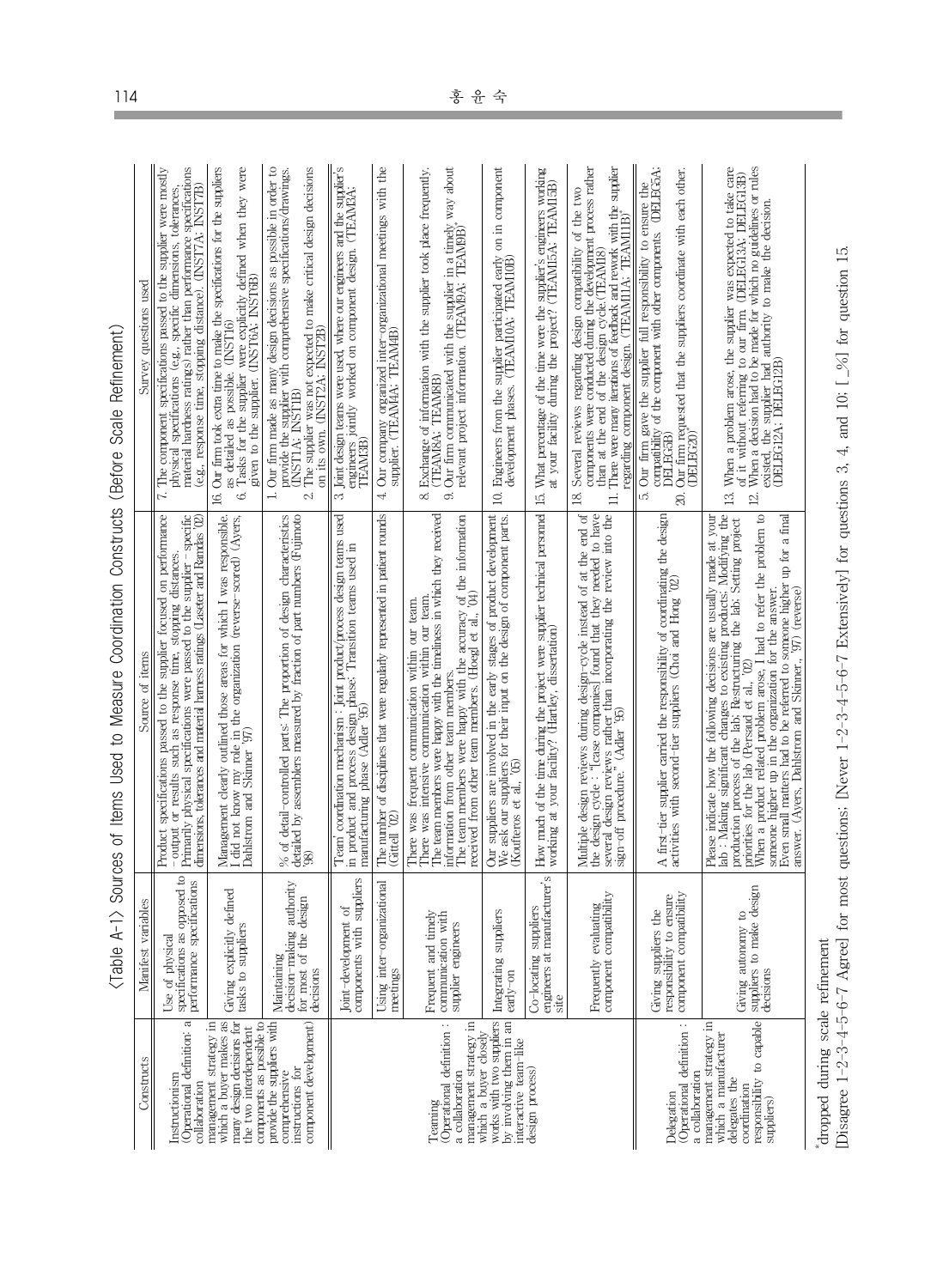〈Table A-1〉 Sources of Items Used to Measure Coordination Constructs (Before Scale Refinement)

| Constructs | Manifest variables | Source of items | Survey questions used |
|---|---|---|---|
| Instructionism (Operational definition: a collaboration management strategy in which a buyer makes as many design decisions for the two interdependent components as possible to provide the suppliers with comprehensive instructions for component development) | Use of physical specifications as opposed to performance specifications | Product specifications passed to the supplier focused on performance - output or results such as response time, stopping distances. Primarily physical specifications were passed to the supplier - specific dimensions, tolerances and material harness ratings (Laseter and Ramdas '02) | 7. The component specifications passed to the supplier were mostly physical specifications (e.g., specific dimensions, tolerances, material hardness ratings) rather than performance specifications (e.g., response time, stopping distance). (INST7A; INST7B) |
| | Giving explicitly defined tasks to suppliers | Management clearly outlined those areas for which I was responsible. I did not know my role in the organization (reverse-scored) (Ayers, Dahlstrom and Skinner '97) | 16. Our firm took extra time to make the specifications for the suppliers as detailed as possible. (INST16)<br>6. Tasks for the supplier were explicitly defined when they were given to the supplier. (INST6A; INST6B) |
| | Maintaining decision-making authority for most of the design decisions | % of detail-controlled parts: The proportion of design characteristics detailed by assemblers measured by fraction of part numbers (Fujimoto '98) | 1. Our firm made as many design decisions as possible in order to provide the supplier with comprehensive specifications/drawings. (INST1A; INST1B)<br>2. The supplier was not expected to make critical design decisions on its own. (INST2A; INST2B) |
| Teaming (Operational definition: a collaboration management strategy in which a buyer closely works with two suppliers by involving them in an interactive team-like design process) | Joint-development of components with suppliers | Team coordination mechanism: Joint product/process design teams used in product and process design phase; Transition teams used in manufacturing phase (Adler '95) | 3. Joint design teams were used, where our engineers and the supplier's engineers jointly worked on component design. (TEAM3A; TEAM3B) |
| | Using inter-organizational meetings | The number of disciplines that were regularly represented in patient rounds (Gittell '02) | 4. Our company organized inter-organizational meetings with the supplier. (TEAM4A; TEAM4B) |
| | Frequent and timely communication with supplier engineers | There was frequent communication within our team. There was intensive communication within our team. The team members were happy with the timeliness in which they received information from other team members. The team members were happy with the accuracy of the information received from other team members. (Hoegl et al., '04) | 8. Exchange of information with the supplier took place frequently. (TEAM8A; TEAM8B)<br>9. Our firm communicated with the supplier in a timely way about relevant project information. (TEAM9A; TEAM9B)* |
| | Integrating suppliers early-on | Our suppliers are involved in the early stages of product development. We ask our suppliers for their input on the design of component parts. (Koufteros et al., '05) | 10. Engineers from the supplier participated early on in component development phases. (TEAM10A; TEAM10B) |
| | Co-locating suppliers engineers at manufacturer's site | How much of the time during the project were supplier technical personnel working at your facility? (Hartley, dissertation) | 15. What percentage of the time were the supplier's engineers working at your facility during the project? (TEAM15A; TEAM15B) |
| | Frequently evaluating component compatibility | Multiple design reviews during design-cycle instead of at the end of the design cycle: "[case companies] found that they needed to have several design reviews rather than incorporating the review into the sign-off procedure." (Adler '95) | 18. Several reviews regarding design compatibility of the two components were conducted during the development process rather than at the end of the design cycle. (TEAM18)<br>11. There were many iterations of feedback and rework with the supplier regarding component design. (TEAM11A; TEAM11B)* |
| Delegation (Operational definition: a collaboration management strategy in which a manufacturer delegates the coordination responsibility to capable suppliers) | Giving suppliers the responsibility to ensure component compatibility | A first-tier supplier carried the responsibility of coordinating the design activities with second-tier suppliers (Choi and Hong '02) | 5. Our firm gave the supplier full responsibility to ensure the compatibility of the component with other components. (DELEG5A; DELEG5B)<br>20. Our firm requested that the suppliers coordinate with each other. (DELEG20)* |
| | Giving autonomy to suppliers to make design decisions | Please indicate how the following decisions are usually made at your lab: Making significant changes to existing products; Modifying the production process of the lab; Re-structuring the lab; Setting project priorities for the lab (Persaud et al., '02)<br>When a product related problem arose, I had to refer the problem to someone higher up in the organization for the answer.<br>Even small matters had to be referred to someone higher up for a final answer. (Ayers, Dahlstrom and Skinner., '97) (reverse) | 13. When a problem arose, the supplier was expected to take care of it without referring to our firm. (DELEG13A; DELEG13B)<br>12. When a decision had to be made for which no guidelines or rules existed, the supplier had authority to make the decision. (DELEG12A; DELEG12B) |

*dropped during scale refinement

[Disagree 1-2-3-4-5-6-7 Agree] for most questions; [Never 1-2-3-4-5-6-7 Extensively] for questions 3, 4, and 10; [ _%] for question 15.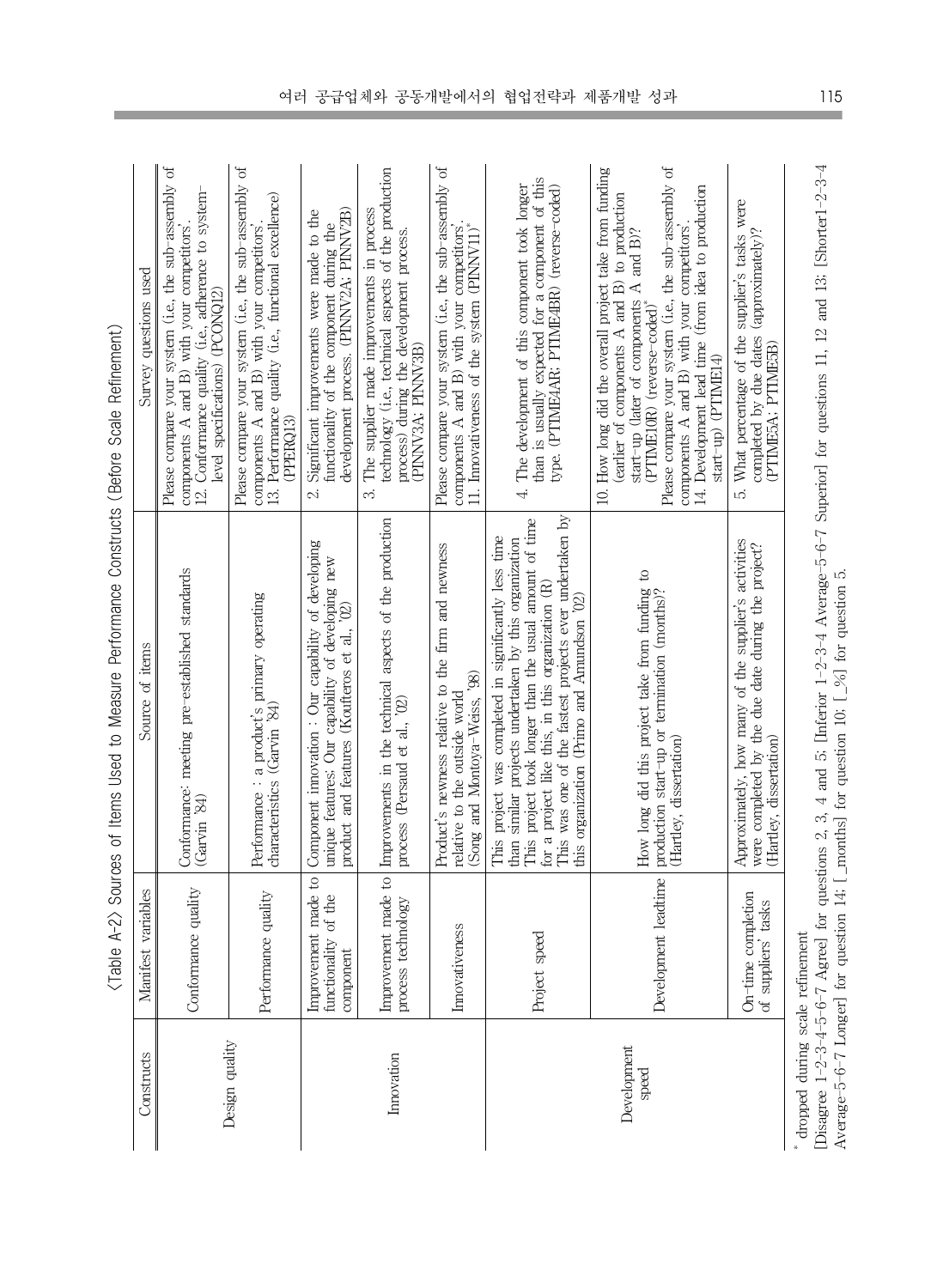<Table A-2> Sources of Items Used to Measure Performance Constructs (Before Scale Refinement)

| Constructs | Manifest variables | Source of items | Survey questions used |
|---|---|---|---|
| Design quality | Conformance quality | Conformance: meeting pre-established standards (Garvin '84) | Please compare your system (i.e., the sub-assembly of components A and B) with your competitors'. 12. Conformance quality (i.e., adherence to system-level specifications) (PCONQ12) |
| | Performance quality | Performance : a product's primary operating characteristics (Garvin '84) | Please compare your system (i.e., the sub-assembly of components A and B) with your competitors'. 13. Performance quality (i.e., functional excellence) (PPERQ13) |
| Innovation | Improvement made to functionality of the component | Component innovation : Our capability of developing unique features; Our capability of developing new product and features (Koufteros et al., '02) | 2. Significant improvements were made to the functionality of the component during the development process. (PINNV2A; PINNV2B) |
| | Improvement made to process technology | Improvements in the technical aspects of the production process (Persaud et al., '02) | 3. The supplier made improvements in process technology (i.e., technical aspects of the production process) during the development process. (PINNV3A; PINNV3B) |
| | Innovativeness | Product's newness relative to the firm and newness relative to the outside world (Song and Montoya-Weiss, '98) | Please compare your system (i.e., the sub-assembly of components A and B) with your competitors'. 11. Innovativeness of the system (PINNV11)* |
| Development speed | Project speed | This project was completed in significantly less time than similar projects undertaken by this organization This project took longer than the usual amount of time for a project like this, in this organization (R) This was one of the fastest projects ever undertaken by this organization (Primo and Amundson '02) | 4. The development of this component took longer than is usually expected for a component of this type. (PTIME4AR; PTIME4BR) (reverse-coded) |
| | Development leadtime | How long did this project take from funding to production start-up or termination (months)? (Hartley, dissertation) | 10. How long did the overall project take from funding (earlier of components A and B) to production start-up (later of components A and B)? (PTIME10R) (reverse-coded)* Please compare your system (i.e., the sub-assembly of components A and B) with your competitors'. 14. Development lead time (from idea to production start-up) (PTIME14) |
| | On-time completion of suppliers' tasks | Approximately, how many of the supplier's activities were completed by the due date during the project? (Hartley, dissertation) | 5. What percentage of the supplier's tasks were completed by due dates (approximately)? (PTIME5A; PTIME5B) |

\* dropped during scale refinement

[Disagree 1-2-3-4-5-6-7 Agree] for questions 2, 3, 4 and 5; [Inferior 1-2-3-4 Average-5-6-7 Superior] for questions 11, 12 and 13; [Shorter1-2-3-4 Average-5-6-7 Longer] for question 14; [_months] for question 10; [_%] for question 5.